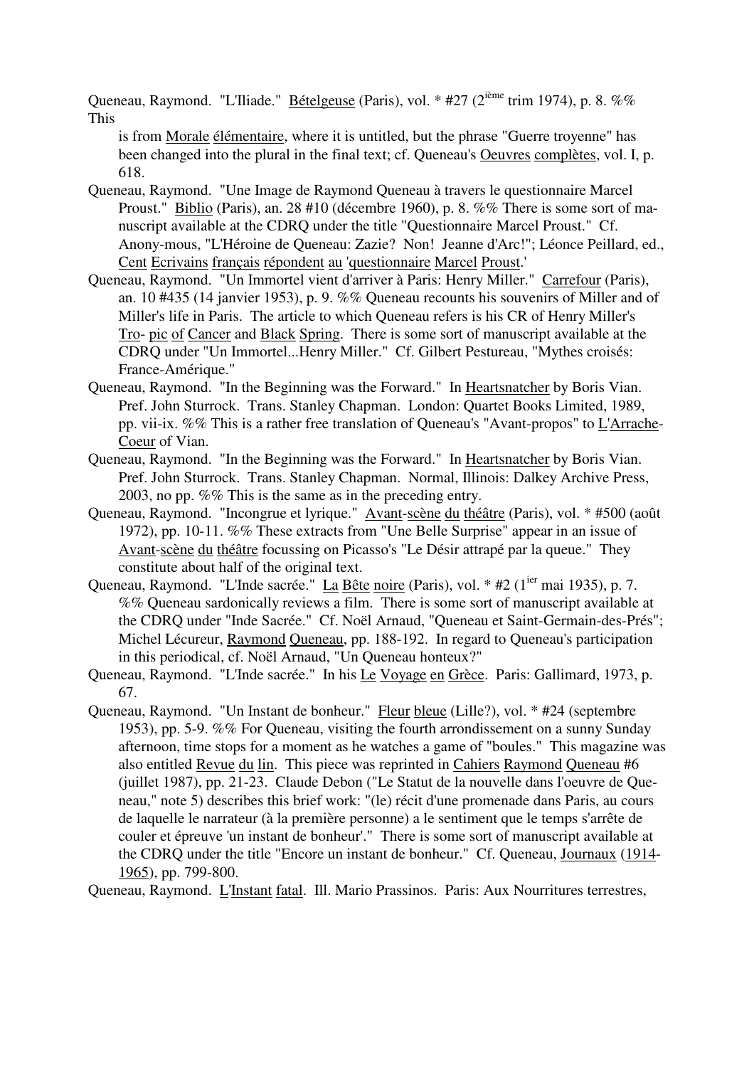Queneau, Raymond. "L'Iliade." Bételgeuse (Paris), vol. * #27 (2ième trim 1974), p. 8. %% This is from Morale élémentaire, where it is untitled, but the phrase "Guerre troyenne" has been changed into the plural in the final text; cf. Queneau's Oeuvres complètes, vol. I, p. 618.

Queneau, Raymond. "Une Image de Raymond Queneau à travers le questionnaire Marcel Proust." Biblio (Paris), an. 28 #10 (décembre 1960), p. 8. %% There is some sort of manuscript available at the CDRQ under the title "Questionnaire Marcel Proust." Cf. Anony-mous, "L'Héroïne de Queneau: Zazie? Non! Jeanne d'Arc!"; Léonce Peillard, ed., Cent Ecrivains français répondent au 'questionnaire Marcel Proust.'

Queneau, Raymond. "Un Immortel vient d'arriver à Paris: Henry Miller." Carrefour (Paris), an. 10 #435 (14 janvier 1953), p. 9. %% Queneau recounts his souvenirs of Miller and of Miller's life in Paris. The article to which Queneau refers is his CR of Henry Miller's Tro- pic of Cancer and Black Spring. There is some sort of manuscript available at the CDRQ under "Un Immortel...Henry Miller." Cf. Gilbert Pestureau, "Mythes croisés: France-Amérique."

Queneau, Raymond. "In the Beginning was the Forward." In Heartsnatcher by Boris Vian. Pref. John Sturrock. Trans. Stanley Chapman. London: Quartet Books Limited, 1989, pp. vii-ix. %% This is a rather free translation of Queneau's "Avant-propos" to L'Arrache-Coeur of Vian.

Queneau, Raymond. "In the Beginning was the Forward." In Heartsnatcher by Boris Vian. Pref. John Sturrock. Trans. Stanley Chapman. Normal, Illinois: Dalkey Archive Press, 2003, no pp. %% This is the same as in the preceding entry.

Queneau, Raymond. "Incongrue et lyrique." Avant-scène du théâtre (Paris), vol. * #500 (août 1972), pp. 10-11. %% These extracts from "Une Belle Surprise" appear in an issue of Avant-scène du théâtre focussing on Picasso's "Le Désir attrapé par la queue." They constitute about half of the original text.

Queneau, Raymond. "L'Inde sacrée." La Bête noire (Paris), vol. * #2 (1ier mai 1935), p. 7. %% Queneau sardonically reviews a film. There is some sort of manuscript available at the CDRQ under "Inde Sacrée." Cf. Noël Arnaud, "Queneau et Saint-Germain-des-Prés"; Michel Lécureur, Raymond Queneau, pp. 188-192. In regard to Queneau's participation in this periodical, cf. Noël Arnaud, "Un Queneau honteux?"

Queneau, Raymond. "L'Inde sacrée." In his Le Voyage en Grèce. Paris: Gallimard, 1973, p. 67.

Queneau, Raymond. "Un Instant de bonheur." Fleur bleue (Lille?), vol. * #24 (septembre 1953), pp. 5-9. %% For Queneau, visiting the fourth arrondissement on a sunny Sunday afternoon, time stops for a moment as he watches a game of "boules." This magazine was also entitled Revue du lin. This piece was reprinted in Cahiers Raymond Queneau #6 (juillet 1987), pp. 21-23. Claude Debon ("Le Statut de la nouvelle dans l'oeuvre de Queneau," note 5) describes this brief work: "(le) récit d'une promenade dans Paris, au cours de laquelle le narrateur (à la première personne) a le sentiment que le temps s'arrête de couler et épreuve 'un instant de bonheur'." There is some sort of manuscript available at the CDRQ under the title "Encore un instant de bonheur." Cf. Queneau, Journaux (1914-1965), pp. 799-800.

Queneau, Raymond. L'Instant fatal. Ill. Mario Prassinos. Paris: Aux Nourritures terrestres,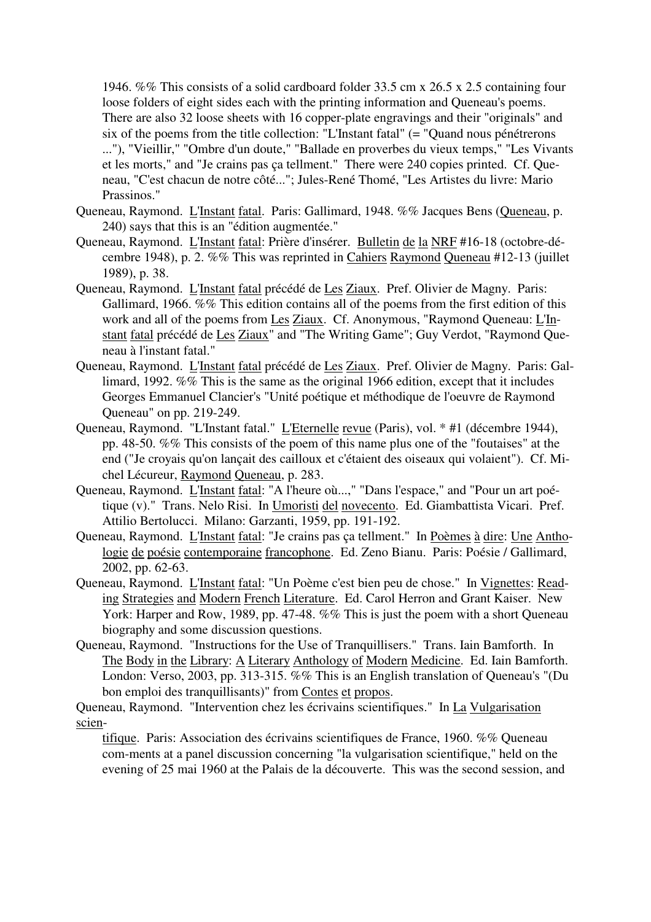1946. %% This consists of a solid cardboard folder 33.5 cm x 26.5 x 2.5 containing four loose folders of eight sides each with the printing information and Queneau's poems. There are also 32 loose sheets with 16 copper-plate engravings and their "originals" and six of the poems from the title collection: "L'Instant fatal" (= "Quand nous pénétrerons ..."), "Vieillir," "Ombre d'un doute," "Ballade en proverbes du vieux temps," "Les Vivants et les morts," and "Je crains pas ça tellment." There were 240 copies printed. Cf. Queneau, "C'est chacun de notre côté..."; Jules-René Thomé, "Les Artistes du livre: Mario Prassinos."

Queneau, Raymond. L'Instant fatal. Paris: Gallimard, 1948. %% Jacques Bens (Queneau, p. 240) says that this is an "édition augmentée."

Queneau, Raymond. L'Instant fatal: Prière d'insérer. Bulletin de la NRF #16-18 (octobre-décembre 1948), p. 2. %% This was reprinted in Cahiers Raymond Queneau #12-13 (juillet 1989), p. 38.

Queneau, Raymond. L'Instant fatal précédé de Les Ziaux. Pref. Olivier de Magny. Paris: Gallimard, 1966. %% This edition contains all of the poems from the first edition of this work and all of the poems from Les Ziaux. Cf. Anonymous, "Raymond Queneau: L'Instant fatal précédé de Les Ziaux" and "The Writing Game"; Guy Verdot, "Raymond Queneau à l'instant fatal."

Queneau, Raymond. L'Instant fatal précédé de Les Ziaux. Pref. Olivier de Magny. Paris: Gallimard, 1992. %% This is the same as the original 1966 edition, except that it includes Georges Emmanuel Clancier's "Unité poétique et méthodique de l'oeuvre de Raymond Queneau" on pp. 219-249.

Queneau, Raymond. "L'Instant fatal." L'Eternelle revue (Paris), vol. * #1 (décembre 1944), pp. 48-50. %% This consists of the poem of this name plus one of the "foutaises" at the end ("Je croyais qu'on lançait des cailloux et c'étaient des oiseaux qui volaient"). Cf. Michel Lécureur, Raymond Queneau, p. 283.

Queneau, Raymond. L'Instant fatal: "A l'heure où...," "Dans l'espace," and "Pour un art poétique (v)." Trans. Nelo Risi. In Umoristi del novecento. Ed. Giambattista Vicari. Pref. Attilio Bertolucci. Milano: Garzanti, 1959, pp. 191-192.

Queneau, Raymond. L'Instant fatal: "Je crains pas ça tellment." In Poèmes à dire: Une Anthologie de poésie contemporaine francophone. Ed. Zeno Bianu. Paris: Poésie / Gallimard, 2002, pp. 62-63.

Queneau, Raymond. L'Instant fatal: "Un Poème c'est bien peu de chose." In Vignettes: Reading Strategies and Modern French Literature. Ed. Carol Herron and Grant Kaiser. New York: Harper and Row, 1989, pp. 47-48. %% This is just the poem with a short Queneau biography and some discussion questions.

Queneau, Raymond. "Instructions for the Use of Tranquillisers." Trans. Iain Bamforth. In The Body in the Library: A Literary Anthology of Modern Medicine. Ed. Iain Bamforth. London: Verso, 2003, pp. 313-315. %% This is an English translation of Queneau's "(Du bon emploi des tranquillisants)" from Contes et propos.

Queneau, Raymond. "Intervention chez les écrivains scientifiques." In La Vulgarisation scientifique. Paris: Association des écrivains scientifiques de France, 1960. %% Queneau comments at a panel discussion concerning "la vulgarisation scientifique," held on the evening of 25 mai 1960 at the Palais de la découverte. This was the second session, and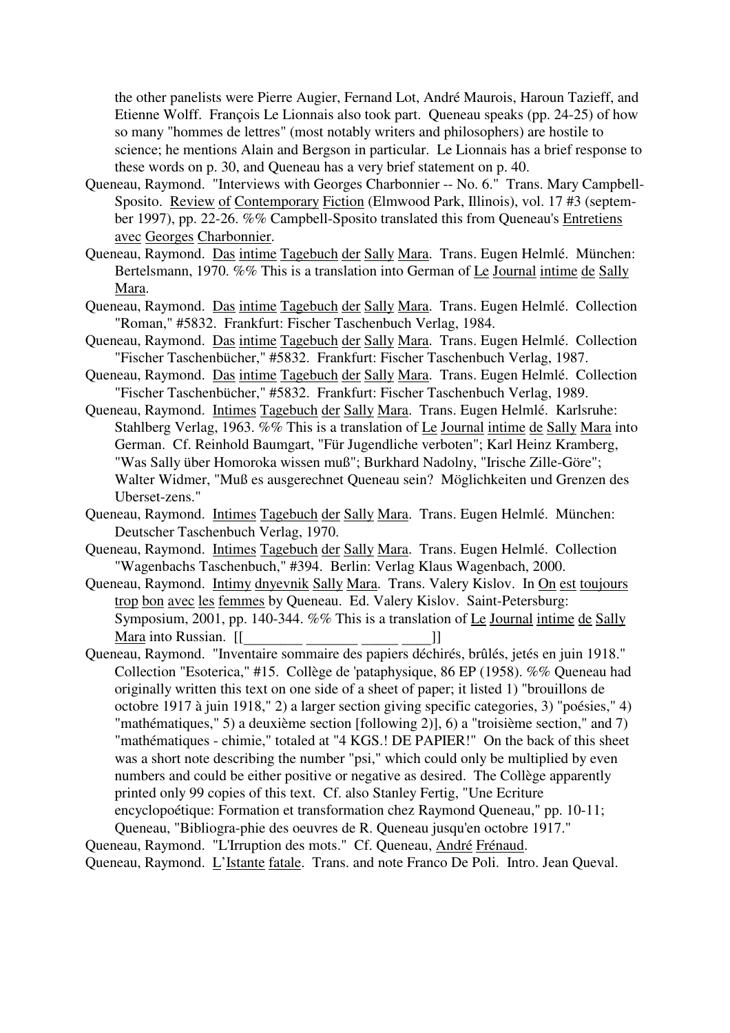the other panelists were Pierre Augier, Fernand Lot, André Maurois, Haroun Tazieff, and Etienne Wolff. François Le Lionnais also took part. Queneau speaks (pp. 24-25) of how so many "hommes de lettres" (most notably writers and philosophers) are hostile to science; he mentions Alain and Bergson in particular. Le Lionnais has a brief response to these words on p. 30, and Queneau has a very brief statement on p. 40.

Queneau, Raymond. "Interviews with Georges Charbonnier -- No. 6." Trans. Mary Campbell-Sposito. Review of Contemporary Fiction (Elmwood Park, Illinois), vol. 17 #3 (september 1997), pp. 22-26. %% Campbell-Sposito translated this from Queneau's Entretiens avec Georges Charbonnier.

Queneau, Raymond. Das intime Tagebuch der Sally Mara. Trans. Eugen Helmlé. München: Bertelsmann, 1970. %% This is a translation into German of Le Journal intime de Sally Mara.

Queneau, Raymond. Das intime Tagebuch der Sally Mara. Trans. Eugen Helmlé. Collection "Roman," #5832. Frankfurt: Fischer Taschenbuch Verlag, 1984.

Queneau, Raymond. Das intime Tagebuch der Sally Mara. Trans. Eugen Helmlé. Collection "Fischer Taschenbücher," #5832. Frankfurt: Fischer Taschenbuch Verlag, 1987.

Queneau, Raymond. Das intime Tagebuch der Sally Mara. Trans. Eugen Helmlé. Collection "Fischer Taschenbücher," #5832. Frankfurt: Fischer Taschenbuch Verlag, 1989.

Queneau, Raymond. Intimes Tagebuch der Sally Mara. Trans. Eugen Helmlé. Karlsruhe: Stahlberg Verlag, 1963. %% This is a translation of Le Journal intime de Sally Mara into German. Cf. Reinhold Baumgart, "Für Jugendliche verboten"; Karl Heinz Kramberg, "Was Sally über Homoroka wissen muß"; Burkhard Nadolny, "Irische Zille-Göre"; Walter Widmer, "Muß es ausgerechnet Queneau sein? Möglichkeiten und Grenzen des Uberset-zens."

Queneau, Raymond. Intimes Tagebuch der Sally Mara. Trans. Eugen Helmlé. München: Deutscher Taschenbuch Verlag, 1970.

Queneau, Raymond. Intimes Tagebuch der Sally Mara. Trans. Eugen Helmlé. Collection "Wagenbachs Taschenbuch," #394. Berlin: Verlag Klaus Wagenbach, 2000.

Queneau, Raymond. Intimy dnyevnik Sally Mara. Trans. Valery Kislov. In On est toujours trop bon avec les femmes by Queneau. Ed. Valery Kislov. Saint-Petersburg: Symposium, 2001, pp. 140-344. %% This is a translation of Le Journal intime de Sally Mara into Russian. [[________ _______ _____ ____]]

Queneau, Raymond. "Inventaire sommaire des papiers déchirés, brûlés, jetés en juin 1918." Collection "Esoterica," #15. Collège de 'pataphysique, 86 EP (1958). %% Queneau had originally written this text on one side of a sheet of paper; it listed 1) "brouillons de octobre 1917 à juin 1918," 2) a larger section giving specific categories, 3) "poésies," 4) "mathématiques," 5) a deuxième section [following 2)], 6) a "troisième section," and 7) "mathématiques - chimie," totaled at "4 KGS.! DE PAPIER!" On the back of this sheet was a short note describing the number "psi," which could only be multiplied by even numbers and could be either positive or negative as desired. The Collège apparently printed only 99 copies of this text. Cf. also Stanley Fertig, "Une Ecriture encyclopoétique: Formation et transformation chez Raymond Queneau," pp. 10-11; Queneau, "Bibliogra-phie des oeuvres de R. Queneau jusqu'en octobre 1917."

Queneau, Raymond. "L'Irruption des mots." Cf. Queneau, André Frénaud.

Queneau, Raymond. L'Istante fatale. Trans. and note Franco De Poli. Intro. Jean Queval.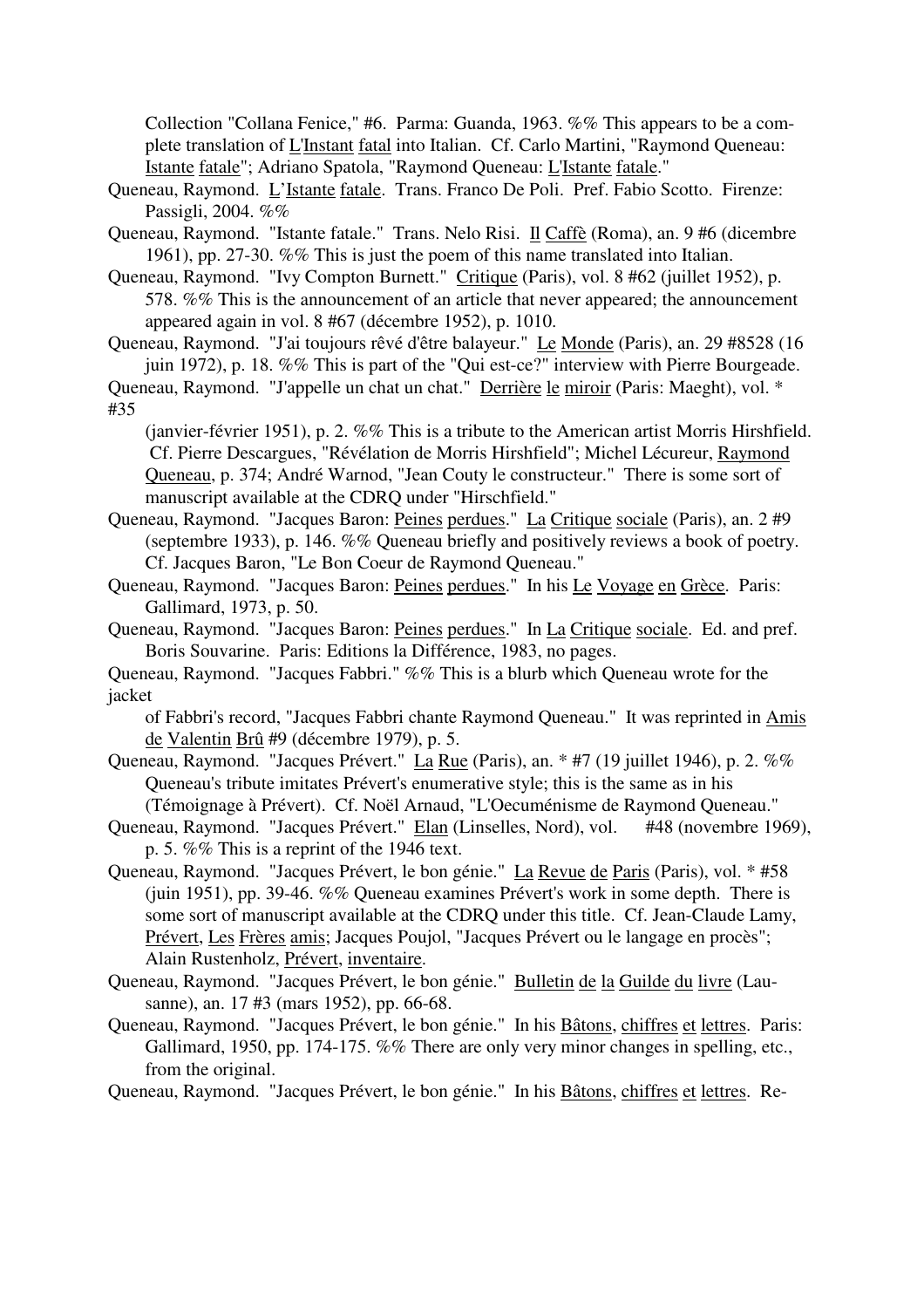Collection "Collana Fenice," #6. Parma: Guanda, 1963. %% This appears to be a complete translation of L'Instant fatal into Italian. Cf. Carlo Martini, "Raymond Queneau: Istante fatale"; Adriano Spatola, "Raymond Queneau: L'Istante fatale."

Queneau, Raymond. L'Istante fatale. Trans. Franco De Poli. Pref. Fabio Scotto. Firenze: Passigli, 2004. %%

Queneau, Raymond. "Istante fatale." Trans. Nelo Risi. Il Caffè (Roma), an. 9 #6 (dicembre 1961), pp. 27-30. %% This is just the poem of this name translated into Italian.

Queneau, Raymond. "Ivy Compton Burnett." Critique (Paris), vol. 8 #62 (juillet 1952), p. 578. %% This is the announcement of an article that never appeared; the announcement appeared again in vol. 8 #67 (décembre 1952), p. 1010.

Queneau, Raymond. "J'ai toujours rêvé d'être balayeur." Le Monde (Paris), an. 29 #8528 (16 juin 1972), p. 18. %% This is part of the "Qui est-ce?" interview with Pierre Bourgeade.

Queneau, Raymond. "J'appelle un chat un chat." Derrière le miroir (Paris: Maeght), vol. * #35 (janvier-février 1951), p. 2. %% This is a tribute to the American artist Morris Hirshfield. Cf. Pierre Descargues, "Révélation de Morris Hirshfield"; Michel Lécureur, Raymond Queneau, p. 374; André Warnod, "Jean Couty le constructeur." There is some sort of manuscript available at the CDRQ under "Hirschfield."

Queneau, Raymond. "Jacques Baron: Peines perdues." La Critique sociale (Paris), an. 2 #9 (septembre 1933), p. 146. %% Queneau briefly and positively reviews a book of poetry. Cf. Jacques Baron, "Le Bon Coeur de Raymond Queneau."

Queneau, Raymond. "Jacques Baron: Peines perdues." In his Le Voyage en Grèce. Paris: Gallimard, 1973, p. 50.

Queneau, Raymond. "Jacques Baron: Peines perdues." In La Critique sociale. Ed. and pref. Boris Souvarine. Paris: Editions la Différence, 1983, no pages.

Queneau, Raymond. "Jacques Fabbri." %% This is a blurb which Queneau wrote for the jacket of Fabbri's record, "Jacques Fabbri chante Raymond Queneau." It was reprinted in Amis de Valentin Brû #9 (décembre 1979), p. 5.

Queneau, Raymond. "Jacques Prévert." La Rue (Paris), an. * #7 (19 juillet 1946), p. 2. %% Queneau's tribute imitates Prévert's enumerative style; this is the same as in his (Témoignage à Prévert). Cf. Noël Arnaud, "L'Oecuménisme de Raymond Queneau."

Queneau, Raymond. "Jacques Prévert." Elan (Linselles, Nord), vol. #48 (novembre 1969), p. 5. %% This is a reprint of the 1946 text.

Queneau, Raymond. "Jacques Prévert, le bon génie." La Revue de Paris (Paris), vol. * #58 (juin 1951), pp. 39-46. %% Queneau examines Prévert's work in some depth. There is some sort of manuscript available at the CDRQ under this title. Cf. Jean-Claude Lamy, Prévert, Les Frères amis; Jacques Poujol, "Jacques Prévert ou le langage en procès"; Alain Rustenholz, Prévert, inventaire.

Queneau, Raymond. "Jacques Prévert, le bon génie." Bulletin de la Guilde du livre (Lausanne), an. 17 #3 (mars 1952), pp. 66-68.

Queneau, Raymond. "Jacques Prévert, le bon génie." In his Bâtons, chiffres et lettres. Paris: Gallimard, 1950, pp. 174-175. %% There are only very minor changes in spelling, etc., from the original.

Queneau, Raymond. "Jacques Prévert, le bon génie." In his Bâtons, chiffres et lettres. Re-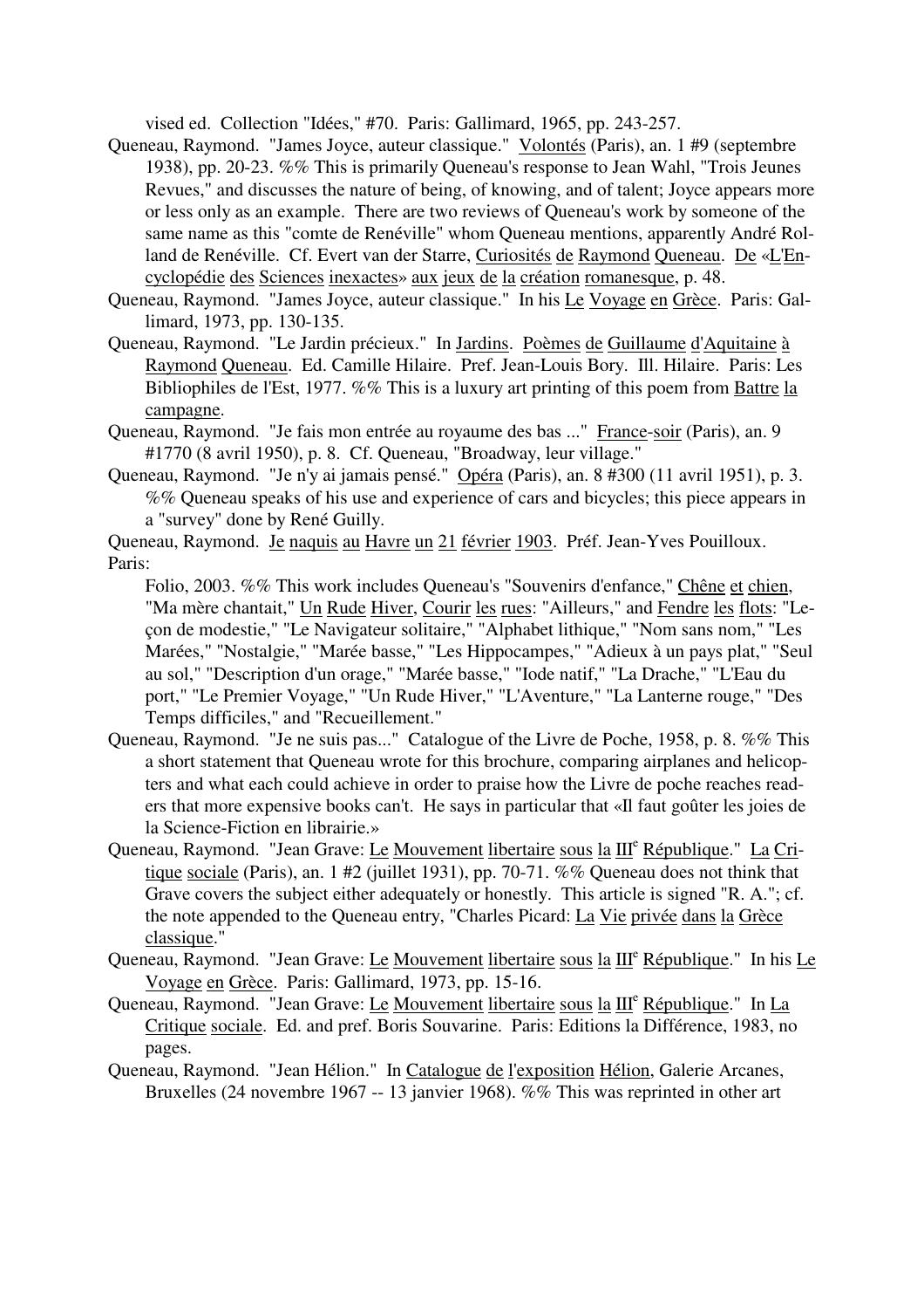vised ed. Collection "Idées," #70. Paris: Gallimard, 1965, pp. 243-257.

Queneau, Raymond. "James Joyce, auteur classique." Volontés (Paris), an. 1 #9 (septembre 1938), pp. 20-23. %% This is primarily Queneau's response to Jean Wahl, "Trois Jeunes Revues," and discusses the nature of being, of knowing, and of talent; Joyce appears more or less only as an example. There are two reviews of Queneau's work by someone of the same name as this "comte de Renéville" whom Queneau mentions, apparently André Rolland de Renéville. Cf. Evert van der Starre, Curiosités de Raymond Queneau. De «L'Encyclopédie des Sciences inexactes» aux jeux de la création romanesque, p. 48.

Queneau, Raymond. "James Joyce, auteur classique." In his Le Voyage en Grèce. Paris: Gallimard, 1973, pp. 130-135.

Queneau, Raymond. "Le Jardin précieux." In Jardins. Poèmes de Guillaume d'Aquitaine à Raymond Queneau. Ed. Camille Hilaire. Pref. Jean-Louis Bory. Ill. Hilaire. Paris: Les Bibliophiles de l'Est, 1977. %% This is a luxury art printing of this poem from Battre la campagne.

Queneau, Raymond. "Je fais mon entrée au royaume des bas ..." France-soir (Paris), an. 9 #1770 (8 avril 1950), p. 8. Cf. Queneau, "Broadway, leur village."

Queneau, Raymond. "Je n'y ai jamais pensé." Opéra (Paris), an. 8 #300 (11 avril 1951), p. 3. %% Queneau speaks of his use and experience of cars and bicycles; this piece appears in a "survey" done by René Guilly.

Queneau, Raymond. Je naquis au Havre un 21 février 1903. Préf. Jean-Yves Pouilloux. Paris: Folio, 2003. %% This work includes Queneau's "Souvenirs d'enfance," Chêne et chien, "Ma mère chantait," Un Rude Hiver, Courir les rues: "Ailleurs," and Fendre les flots: "Leçon de modestie," "Le Navigateur solitaire," "Alphabet lithique," "Nom sans nom," "Les Marées," "Nostalgie," "Marée basse," "Les Hippocampes," "Adieux à un pays plat," "Seul au sol," "Description d'un orage," "Marée basse," "Iode natif," "La Drache," "L'Eau du port," "Le Premier Voyage," "Un Rude Hiver," "L'Aventure," "La Lanterne rouge," "Des Temps difficiles," and "Recueillement."

Queneau, Raymond. "Je ne suis pas..." Catalogue of the Livre de Poche, 1958, p. 8. %% This a short statement that Queneau wrote for this brochure, comparing airplanes and helicopters and what each could achieve in order to praise how the Livre de poche reaches readers that more expensive books can't. He says in particular that «Il faut goûter les joies de la Science-Fiction en librairie.»

Queneau, Raymond. "Jean Grave: Le Mouvement libertaire sous la III[e] République." La Critique sociale (Paris), an. 1 #2 (juillet 1931), pp. 70-71. %% Queneau does not think that Grave covers the subject either adequately or honestly. This article is signed "R. A."; cf. the note appended to the Queneau entry, "Charles Picard: La Vie privée dans la Grèce classique."

Queneau, Raymond. "Jean Grave: Le Mouvement libertaire sous la III[e] République." In his Le Voyage en Grèce. Paris: Gallimard, 1973, pp. 15-16.

Queneau, Raymond. "Jean Grave: Le Mouvement libertaire sous la III[e] République." In La Critique sociale. Ed. and pref. Boris Souvarine. Paris: Editions la Différence, 1983, no pages.

Queneau, Raymond. "Jean Hélion." In Catalogue de l'exposition Hélion, Galerie Arcanes, Bruxelles (24 novembre 1967 -- 13 janvier 1968). %% This was reprinted in other art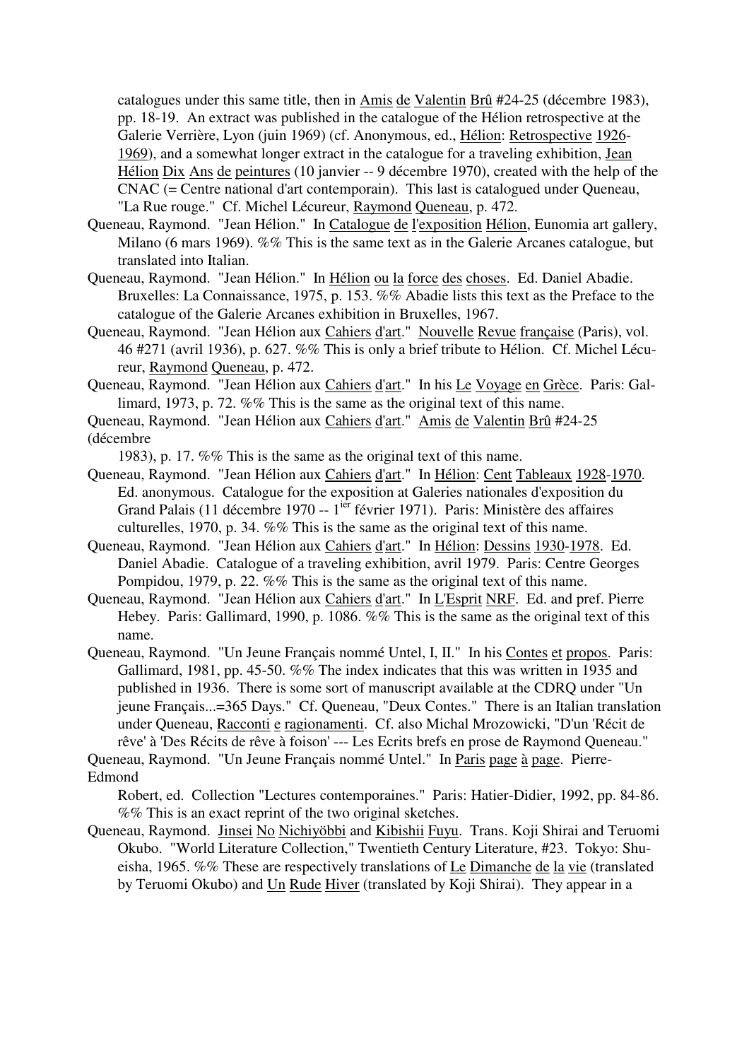catalogues under this same title, then in Amis de Valentin Brû #24-25 (décembre 1983), pp. 18-19. An extract was published in the catalogue of the Hélion retrospective at the Galerie Verrière, Lyon (juin 1969) (cf. Anonymous, ed., Hélion: Retrospective 1926-1969), and a somewhat longer extract in the catalogue for a traveling exhibition, Jean Hélion Dix Ans de peintures (10 janvier -- 9 décembre 1970), created with the help of the CNAC (= Centre national d'art contemporain). This last is catalogued under Queneau, "La Rue rouge." Cf. Michel Lécureur, Raymond Queneau, p. 472.

Queneau, Raymond. "Jean Hélion." In Catalogue de l'exposition Hélion, Eunomia art gallery, Milano (6 mars 1969). %% This is the same text as in the Galerie Arcanes catalogue, but translated into Italian.

Queneau, Raymond. "Jean Hélion." In Hélion ou la force des choses. Ed. Daniel Abadie. Bruxelles: La Connaissance, 1975, p. 153. %% Abadie lists this text as the Preface to the catalogue of the Galerie Arcanes exhibition in Bruxelles, 1967.

Queneau, Raymond. "Jean Hélion aux Cahiers d'art." Nouvelle Revue française (Paris), vol. 46 #271 (avril 1936), p. 627. %% This is only a brief tribute to Hélion. Cf. Michel Lécureur, Raymond Queneau, p. 472.

Queneau, Raymond. "Jean Hélion aux Cahiers d'art." In his Le Voyage en Grèce. Paris: Gallimard, 1973, p. 72. %% This is the same as the original text of this name.

Queneau, Raymond. "Jean Hélion aux Cahiers d'art." Amis de Valentin Brû #24-25 (décembre 1983), p. 17. %% This is the same as the original text of this name.

Queneau, Raymond. "Jean Hélion aux Cahiers d'art." In Hélion: Cent Tableaux 1928-1970. Ed. anonymous. Catalogue for the exposition at Galeries nationales d'exposition du Grand Palais (11 décembre 1970 -- 1[ier] février 1971). Paris: Ministère des affaires culturelles, 1970, p. 34. %% This is the same as the original text of this name.

Queneau, Raymond. "Jean Hélion aux Cahiers d'art." In Hélion: Dessins 1930-1978. Ed. Daniel Abadie. Catalogue of a traveling exhibition, avril 1979. Paris: Centre Georges Pompidou, 1979, p. 22. %% This is the same as the original text of this name.

Queneau, Raymond. "Jean Hélion aux Cahiers d'art." In L'Esprit NRF. Ed. and pref. Pierre Hebey. Paris: Gallimard, 1990, p. 1086. %% This is the same as the original text of this name.

Queneau, Raymond. "Un Jeune Français nommé Untel, I, II." In his Contes et propos. Paris: Gallimard, 1981, pp. 45-50. %% The index indicates that this was written in 1935 and published in 1936. There is some sort of manuscript available at the CDRQ under "Un jeune Français...=365 Days." Cf. Queneau, "Deux Contes." There is an Italian translation under Queneau, Racconti e ragionamenti. Cf. also Michal Mrozowicki, "D'un 'Récit de rêve' à 'Des Récits de rêve à foison' --- Les Ecrits brefs en prose de Raymond Queneau."

Queneau, Raymond. "Un Jeune Français nommé Untel." In Paris page à page. Pierre-Edmond Robert, ed. Collection "Lectures contemporaines." Paris: Hatier-Didier, 1992, pp. 84-86. %% This is an exact reprint of the two original sketches.

Queneau, Raymond. Jinsei No Nichiyöbbi and Kibishii Fuyu. Trans. Koji Shirai and Teruomi Okubo. "World Literature Collection," Twentieth Century Literature, #23. Tokyo: Shueisha, 1965. %% These are respectively translations of Le Dimanche de la vie (translated by Teruomi Okubo) and Un Rude Hiver (translated by Koji Shirai). They appear in a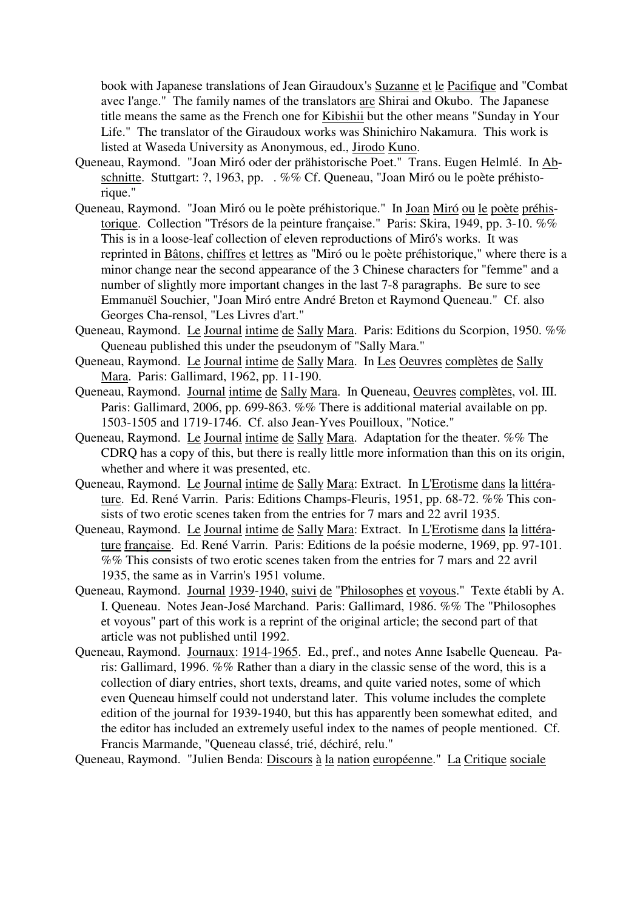book with Japanese translations of Jean Giraudoux's Suzanne et le Pacifique and "Combat avec l'ange." The family names of the translators are Shirai and Okubo. The Japanese title means the same as the French one for Kibishii but the other means "Sunday in Your Life." The translator of the Giraudoux works was Shinichiro Nakamura. This work is listed at Waseda University as Anonymous, ed., Jirodo Kuno.

Queneau, Raymond. "Joan Miró oder der prähistorische Poet." Trans. Eugen Helmlé. In Abschnitte. Stuttgart: ?, 1963, pp. . %% Cf. Queneau, "Joan Miró ou le poète préhistorique."

Queneau, Raymond. "Joan Miró ou le poète préhistorique." In Joan Miró ou le poète préhistorique. Collection "Trésors de la peinture française." Paris: Skira, 1949, pp. 3-10. %% This is in a loose-leaf collection of eleven reproductions of Miró's works. It was reprinted in Bâtons, chiffres et lettres as "Miró ou le poète préhistorique," where there is a minor change near the second appearance of the 3 Chinese characters for "femme" and a number of slightly more important changes in the last 7-8 paragraphs. Be sure to see Emmanuël Souchier, "Joan Miró entre André Breton et Raymond Queneau." Cf. also Georges Cha-rensol, "Les Livres d'art."

Queneau, Raymond. Le Journal intime de Sally Mara. Paris: Editions du Scorpion, 1950. %% Queneau published this under the pseudonym of "Sally Mara."

Queneau, Raymond. Le Journal intime de Sally Mara. In Les Oeuvres complètes de Sally Mara. Paris: Gallimard, 1962, pp. 11-190.

Queneau, Raymond. Journal intime de Sally Mara. In Queneau, Oeuvres complètes, vol. III. Paris: Gallimard, 2006, pp. 699-863. %% There is additional material available on pp. 1503-1505 and 1719-1746. Cf. also Jean-Yves Pouilloux, "Notice."

Queneau, Raymond. Le Journal intime de Sally Mara. Adaptation for the theater. %% The CDRQ has a copy of this, but there is really little more information than this on its origin, whether and where it was presented, etc.

Queneau, Raymond. Le Journal intime de Sally Mara: Extract. In L'Erotisme dans la littérature. Ed. René Varrin. Paris: Editions Champs-Fleuris, 1951, pp. 68-72. %% This consists of two erotic scenes taken from the entries for 7 mars and 22 avril 1935.

Queneau, Raymond. Le Journal intime de Sally Mara: Extract. In L'Erotisme dans la littérature française. Ed. René Varrin. Paris: Editions de la poésie moderne, 1969, pp. 97-101. %% This consists of two erotic scenes taken from the entries for 7 mars and 22 avril 1935, the same as in Varrin's 1951 volume.

Queneau, Raymond. Journal 1939-1940, suivi de "Philosophes et voyous." Texte établi by A. I. Queneau. Notes Jean-José Marchand. Paris: Gallimard, 1986. %% The "Philosophes et voyous" part of this work is a reprint of the original article; the second part of that article was not published until 1992.

Queneau, Raymond. Journaux: 1914-1965. Ed., pref., and notes Anne Isabelle Queneau. Paris: Gallimard, 1996. %% Rather than a diary in the classic sense of the word, this is a collection of diary entries, short texts, dreams, and quite varied notes, some of which even Queneau himself could not understand later. This volume includes the complete edition of the journal for 1939-1940, but this has apparently been somewhat edited, and the editor has included an extremely useful index to the names of people mentioned. Cf. Francis Marmande, "Queneau classé, trié, déchiré, relu."

Queneau, Raymond. "Julien Benda: Discours à la nation européenne." La Critique sociale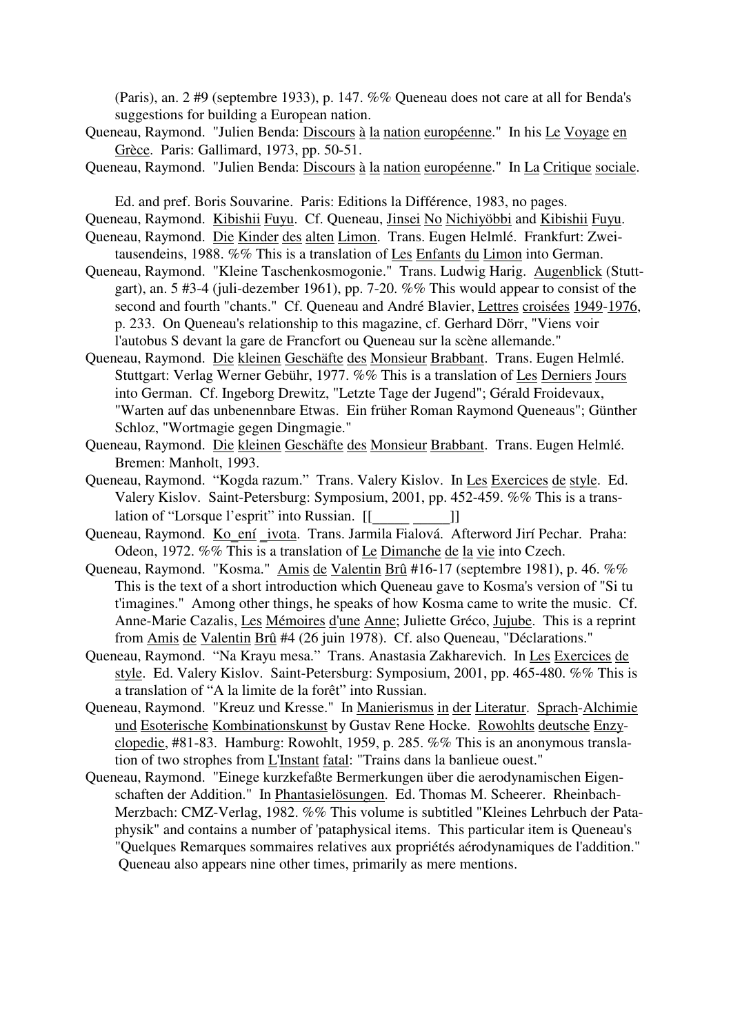(Paris), an. 2 #9 (septembre 1933), p. 147. %% Queneau does not care at all for Benda's suggestions for building a European nation.

Queneau, Raymond. "Julien Benda: Discours à la nation européenne." In his Le Voyage en Grèce. Paris: Gallimard, 1973, pp. 50-51.

Queneau, Raymond. "Julien Benda: Discours à la nation européenne." In La Critique sociale. Ed. and pref. Boris Souvarine. Paris: Editions la Différence, 1983, no pages.

Queneau, Raymond. Kibishii Fuyu. Cf. Queneau, Jinsei No Nichiyöbbi and Kibishii Fuyu.

Queneau, Raymond. Die Kinder des alten Limon. Trans. Eugen Helmlé. Frankfurt: Zweitausendeins, 1988. %% This is a translation of Les Enfants du Limon into German.

Queneau, Raymond. "Kleine Taschenkosmogonie." Trans. Ludwig Harig. Augenblick (Stuttgart), an. 5 #3-4 (juli-dezember 1961), pp. 7-20. %% This would appear to consist of the second and fourth "chants." Cf. Queneau and André Blavier, Lettres croisées 1949-1976, p. 233. On Queneau's relationship to this magazine, cf. Gerhard Dörr, "Viens voir l'autobus S devant la gare de Francfort ou Queneau sur la scène allemande."

Queneau, Raymond. Die kleinen Geschäfte des Monsieur Brabbant. Trans. Eugen Helmlé. Stuttgart: Verlag Werner Gebühr, 1977. %% This is a translation of Les Derniers Jours into German. Cf. Ingeborg Drewitz, "Letzte Tage der Jugend"; Gérald Froidevaux, "Warten auf das unbenennbare Etwas. Ein früher Roman Raymond Queneaus"; Günther Schloz, "Wortmagie gegen Dingmagie."

Queneau, Raymond. Die kleinen Geschäfte des Monsieur Brabbant. Trans. Eugen Helmlé. Bremen: Manholt, 1993.

Queneau, Raymond. "Kogda razum." Trans. Valery Kislov. In Les Exercices de style. Ed. Valery Kislov. Saint-Petersburg: Symposium, 2001, pp. 452-459. %% This is a translation of "Lorsque l'esprit" into Russian. [[_____ _____]]

Queneau, Raymond. Ko_ení _ivota. Trans. Jarmila Fialová. Afterword Jirí Pechar. Praha: Odeon, 1972. %% This is a translation of Le Dimanche de la vie into Czech.

Queneau, Raymond. "Kosma." Amis de Valentin Brû #16-17 (septembre 1981), p. 46. %% This is the text of a short introduction which Queneau gave to Kosma's version of "Si tu t'imagines." Among other things, he speaks of how Kosma came to write the music. Cf. Anne-Marie Cazalis, Les Mémoires d'une Anne; Juliette Gréco, Jujube. This is a reprint from Amis de Valentin Brû #4 (26 juin 1978). Cf. also Queneau, "Déclarations."

Queneau, Raymond. "Na Krayu mesa." Trans. Anastasia Zakharevich. In Les Exercices de style. Ed. Valery Kislov. Saint-Petersburg: Symposium, 2001, pp. 465-480. %% This is a translation of "A la limite de la forêt" into Russian.

Queneau, Raymond. "Kreuz und Kresse." In Manierismus in der Literatur. Sprach-Alchimie und Esoterische Kombinationskunst by Gustav Rene Hocke. Rowohlts deutsche Enzyclopedie, #81-83. Hamburg: Rowohlt, 1959, p. 285. %% This is an anonymous translation of two strophes from L'Instant fatal: "Trains dans la banlieue ouest."

Queneau, Raymond. "Einege kurzkefaßte Bermerkungen über die aerodynamischen Eigenschaften der Addition." In Phantasielösungen. Ed. Thomas M. Scheerer. Rheinbach-Merzbach: CMZ-Verlag, 1982. %% This volume is subtitled "Kleines Lehrbuch der Pataphysik" and contains a number of 'pataphysical items. This particular item is Queneau's "Quelques Remarques sommaires relatives aux propriétés aérodynamiques de l'addition." Queneau also appears nine other times, primarily as mere mentions.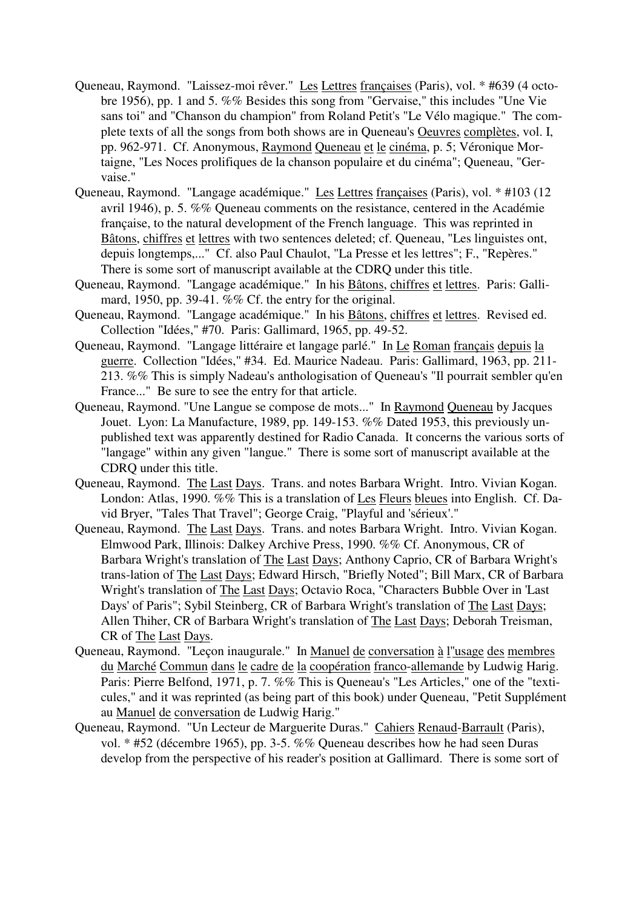Queneau, Raymond. "Laissez-moi rêver." Les Lettres françaises (Paris), vol. * #639 (4 octobre 1956), pp. 1 and 5. %% Besides this song from "Gervaise," this includes "Une Vie sans toi" and "Chanson du champion" from Roland Petit's "Le Vélo magique." The complete texts of all the songs from both shows are in Queneau's Oeuvres complètes, vol. I, pp. 962-971. Cf. Anonymous, Raymond Queneau et le cinéma, p. 5; Véronique Mortaigne, "Les Noces prolifiques de la chanson populaire et du cinéma"; Queneau, "Gervaise."

Queneau, Raymond. "Langage académique." Les Lettres françaises (Paris), vol. * #103 (12 avril 1946), p. 5. %% Queneau comments on the resistance, centered in the Académie française, to the natural development of the French language. This was reprinted in Bâtons, chiffres et lettres with two sentences deleted; cf. Queneau, "Les linguistes ont, depuis longtemps,..." Cf. also Paul Chaulot, "La Presse et les lettres"; F., "Repères." There is some sort of manuscript available at the CDRQ under this title.

Queneau, Raymond. "Langage académique." In his Bâtons, chiffres et lettres. Paris: Gallimard, 1950, pp. 39-41. %% Cf. the entry for the original.

Queneau, Raymond. "Langage académique." In his Bâtons, chiffres et lettres. Revised ed. Collection "Idées," #70. Paris: Gallimard, 1965, pp. 49-52.

Queneau, Raymond. "Langage littéraire et langage parlé." In Le Roman français depuis la guerre. Collection "Idées," #34. Ed. Maurice Nadeau. Paris: Gallimard, 1963, pp. 211-213. %% This is simply Nadeau's anthologisation of Queneau's "Il pourrait sembler qu'en France..." Be sure to see the entry for that article.

Queneau, Raymond. "Une Langue se compose de mots..." In Raymond Queneau by Jacques Jouet. Lyon: La Manufacture, 1989, pp. 149-153. %% Dated 1953, this previously unpublished text was apparently destined for Radio Canada. It concerns the various sorts of "langage" within any given "langue." There is some sort of manuscript available at the CDRQ under this title.

Queneau, Raymond. The Last Days. Trans. and notes Barbara Wright. Intro. Vivian Kogan. London: Atlas, 1990. %% This is a translation of Les Fleurs bleues into English. Cf. David Bryer, "Tales That Travel"; George Craig, "Playful and 'sérieux'."

Queneau, Raymond. The Last Days. Trans. and notes Barbara Wright. Intro. Vivian Kogan. Elmwood Park, Illinois: Dalkey Archive Press, 1990. %% Cf. Anonymous, CR of Barbara Wright's translation of The Last Days; Anthony Caprio, CR of Barbara Wright's trans-lation of The Last Days; Edward Hirsch, "Briefly Noted"; Bill Marx, CR of Barbara Wright's translation of The Last Days; Octavio Roca, "Characters Bubble Over in 'Last Days' of Paris"; Sybil Steinberg, CR of Barbara Wright's translation of The Last Days; Allen Thiher, CR of Barbara Wright's translation of The Last Days; Deborah Treisman, CR of The Last Days.

Queneau, Raymond. "Leçon inaugurale." In Manuel de conversation à l''usage des membres du Marché Commun dans le cadre de la coopération franco-allemande by Ludwig Harig. Paris: Pierre Belfond, 1971, p. 7. %% This is Queneau's "Les Articles," one of the "texticules," and it was reprinted (as being part of this book) under Queneau, "Petit Supplément au Manuel de conversation de Ludwig Harig."

Queneau, Raymond. "Un Lecteur de Marguerite Duras." Cahiers Renaud-Barrault (Paris), vol. * #52 (décembre 1965), pp. 3-5. %% Queneau describes how he had seen Duras develop from the perspective of his reader's position at Gallimard. There is some sort of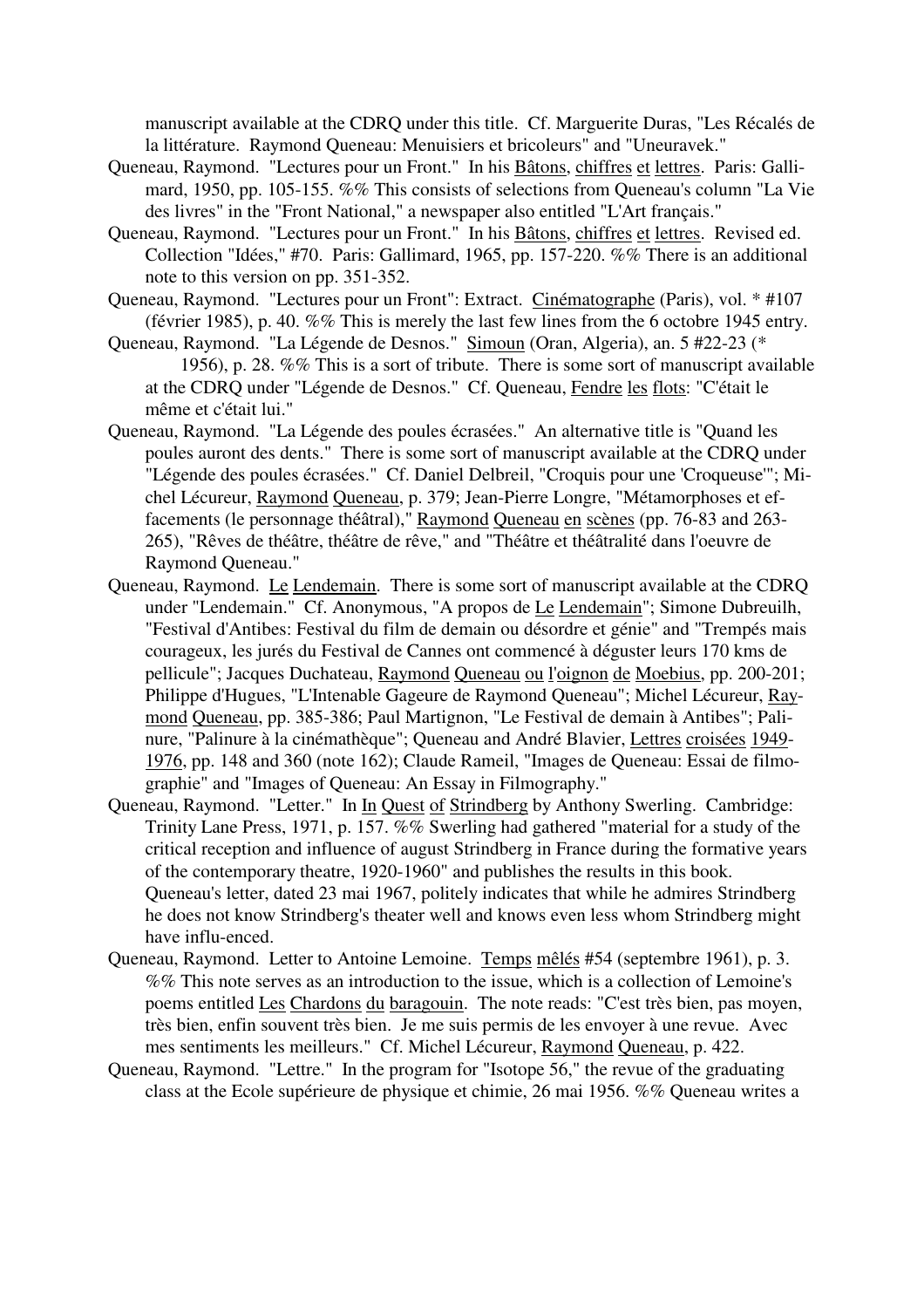manuscript available at the CDRQ under this title. Cf. Marguerite Duras, "Les Récalés de la littérature. Raymond Queneau: Menuisiers et bricoleurs" and "Uneuravek."

Queneau, Raymond. "Lectures pour un Front." In his Bâtons, chiffres et lettres. Paris: Gallimard, 1950, pp. 105-155. %% This consists of selections from Queneau's column "La Vie des livres" in the "Front National," a newspaper also entitled "L'Art français."

Queneau, Raymond. "Lectures pour un Front." In his Bâtons, chiffres et lettres. Revised ed. Collection "Idées," #70. Paris: Gallimard, 1965, pp. 157-220. %% There is an additional note to this version on pp. 351-352.

Queneau, Raymond. "Lectures pour un Front": Extract. Cinématographe (Paris), vol. * #107 (février 1985), p. 40. %% This is merely the last few lines from the 6 octobre 1945 entry.

Queneau, Raymond. "La Légende de Desnos." Simoun (Oran, Algeria), an. 5 #22-23 (* 1956), p. 28. %% This is a sort of tribute. There is some sort of manuscript available at the CDRQ under "Légende de Desnos." Cf. Queneau, Fendre les flots: "C'était le même et c'était lui."

Queneau, Raymond. "La Légende des poules écrasées." An alternative title is "Quand les poules auront des dents." There is some sort of manuscript available at the CDRQ under "Légende des poules écrasées." Cf. Daniel Delbreil, "Croquis pour une 'Croqueuse'"; Michel Lécureur, Raymond Queneau, p. 379; Jean-Pierre Longre, "Métamorphoses et effacements (le personnage théâtral)," Raymond Queneau en scènes (pp. 76-83 and 263-265), "Rêves de théâtre, théâtre de rêve," and "Théâtre et théâtralité dans l'oeuvre de Raymond Queneau."

Queneau, Raymond. Le Lendemain. There is some sort of manuscript available at the CDRQ under "Lendemain." Cf. Anonymous, "A propos de Le Lendemain"; Simone Dubreuilh, "Festival d'Antibes: Festival du film de demain ou désordre et génie" and "Trempés mais courageux, les jurés du Festival de Cannes ont commencé à déguster leurs 170 kms de pellicule"; Jacques Duchateau, Raymond Queneau ou l'oignon de Moebius, pp. 200-201; Philippe d'Hugues, "L'Intenable Gageure de Raymond Queneau"; Michel Lécureur, Raymond Queneau, pp. 385-386; Paul Martignon, "Le Festival de demain à Antibes"; Palinure, "Palinure à la cinémathèque"; Queneau and André Blavier, Lettres croisées 1949-1976, pp. 148 and 360 (note 162); Claude Rameil, "Images de Queneau: Essai de filmographie" and "Images of Queneau: An Essay in Filmography."

Queneau, Raymond. "Letter." In In Quest of Strindberg by Anthony Swerling. Cambridge: Trinity Lane Press, 1971, p. 157. %% Swerling had gathered "material for a study of the critical reception and influence of august Strindberg in France during the formative years of the contemporary theatre, 1920-1960" and publishes the results in this book. Queneau's letter, dated 23 mai 1967, politely indicates that while he admires Strindberg he does not know Strindberg's theater well and knows even less whom Strindberg might have influ-enced.

Queneau, Raymond. Letter to Antoine Lemoine. Temps mêlés #54 (septembre 1961), p. 3. %% This note serves as an introduction to the issue, which is a collection of Lemoine's poems entitled Les Chardons du baragouin. The note reads: "C'est très bien, pas moyen, très bien, enfin souvent très bien. Je me suis permis de les envoyer à une revue. Avec mes sentiments les meilleurs." Cf. Michel Lécureur, Raymond Queneau, p. 422.

Queneau, Raymond. "Lettre." In the program for "Isotope 56," the revue of the graduating class at the Ecole supérieure de physique et chimie, 26 mai 1956. %% Queneau writes a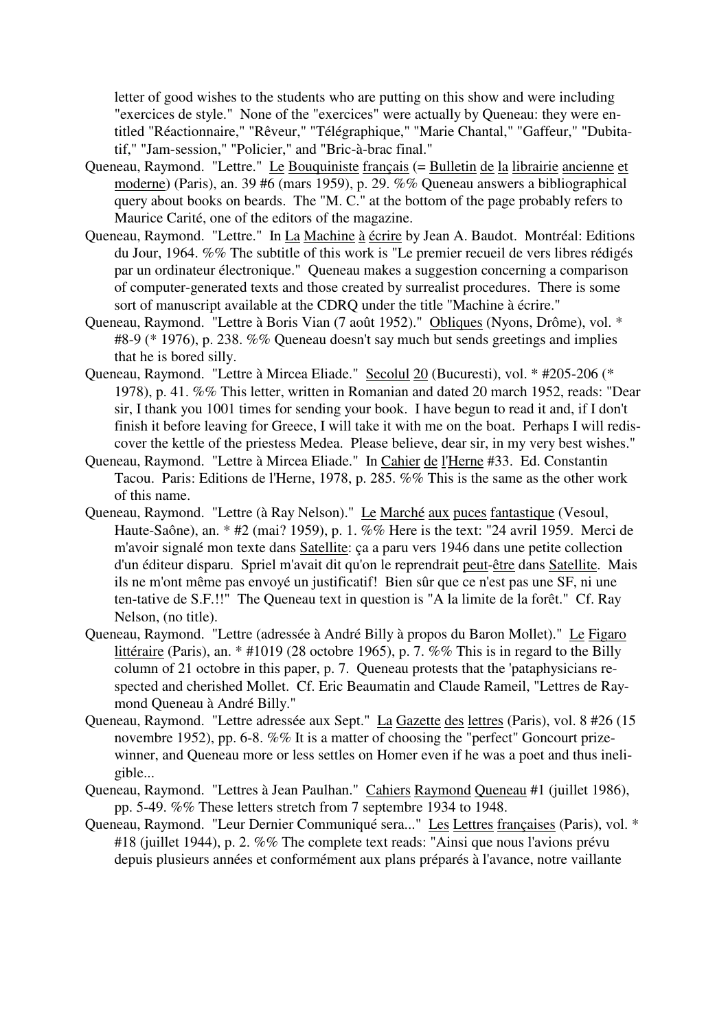letter of good wishes to the students who are putting on this show and were including "exercices de style." None of the "exercices" were actually by Queneau: they were entitled "Réactionnaire," "Rêveur," "Télégraphique," "Marie Chantal," "Gaffeur," "Dubitatif," "Jam-session," "Policier," and "Bric-à-brac final."

Queneau, Raymond. "Lettre." Le Bouquiniste français (= Bulletin de la librairie ancienne et moderne) (Paris), an. 39 #6 (mars 1959), p. 29. %% Queneau answers a bibliographical query about books on beards. The "M. C." at the bottom of the page probably refers to Maurice Carité, one of the editors of the magazine.

Queneau, Raymond. "Lettre." In La Machine à écrire by Jean A. Baudot. Montréal: Editions du Jour, 1964. %% The subtitle of this work is "Le premier recueil de vers libres rédigés par un ordinateur électronique." Queneau makes a suggestion concerning a comparison of computer-generated texts and those created by surrealist procedures. There is some sort of manuscript available at the CDRQ under the title "Machine à écrire."

Queneau, Raymond. "Lettre à Boris Vian (7 août 1952)." Obliques (Nyons, Drôme), vol. * #8-9 (* 1976), p. 238. %% Queneau doesn't say much but sends greetings and implies that he is bored silly.

Queneau, Raymond. "Lettre à Mircea Eliade." Secolul 20 (Bucuresti), vol. * #205-206 (* 1978), p. 41. %% This letter, written in Romanian and dated 20 march 1952, reads: "Dear sir, I thank you 1001 times for sending your book. I have begun to read it and, if I don't finish it before leaving for Greece, I will take it with me on the boat. Perhaps I will rediscover the kettle of the priestess Medea. Please believe, dear sir, in my very best wishes."

Queneau, Raymond. "Lettre à Mircea Eliade." In Cahier de l'Herne #33. Ed. Constantin Tacou. Paris: Editions de l'Herne, 1978, p. 285. %% This is the same as the other work of this name.

Queneau, Raymond. "Lettre (à Ray Nelson)." Le Marché aux puces fantastique (Vesoul, Haute-Saône), an. * #2 (mai? 1959), p. 1. %% Here is the text: "24 avril 1959. Merci de m'avoir signalé mon texte dans Satellite: ça a paru vers 1946 dans une petite collection d'un éditeur disparu. Spriel m'avait dit qu'on le reprendrait peut-être dans Satellite. Mais ils ne m'ont même pas envoyé un justificatif! Bien sûr que ce n'est pas une SF, ni une tentative de S.F.!!" The Queneau text in question is "A la limite de la forêt." Cf. Ray Nelson, (no title).

Queneau, Raymond. "Lettre (adressée à André Billy à propos du Baron Mollet)." Le Figaro littéraire (Paris), an. * #1019 (28 octobre 1965), p. 7. %% This is in regard to the Billy column of 21 octobre in this paper, p. 7. Queneau protests that the 'pataphysicians respected and cherished Mollet. Cf. Eric Beaumatin and Claude Rameil, "Lettres de Raymond Queneau à André Billy."

Queneau, Raymond. "Lettre adressée aux Sept." La Gazette des lettres (Paris), vol. 8 #26 (15 novembre 1952), pp. 6-8. %% It is a matter of choosing the "perfect" Goncourt prizewinner, and Queneau more or less settles on Homer even if he was a poet and thus ineligible...

Queneau, Raymond. "Lettres à Jean Paulhan." Cahiers Raymond Queneau #1 (juillet 1986), pp. 5-49. %% These letters stretch from 7 septembre 1934 to 1948.

Queneau, Raymond. "Leur Dernier Communiqué sera..." Les Lettres françaises (Paris), vol. * #18 (juillet 1944), p. 2. %% The complete text reads: "Ainsi que nous l'avions prévu depuis plusieurs années et conformément aux plans préparés à l'avance, notre vaillante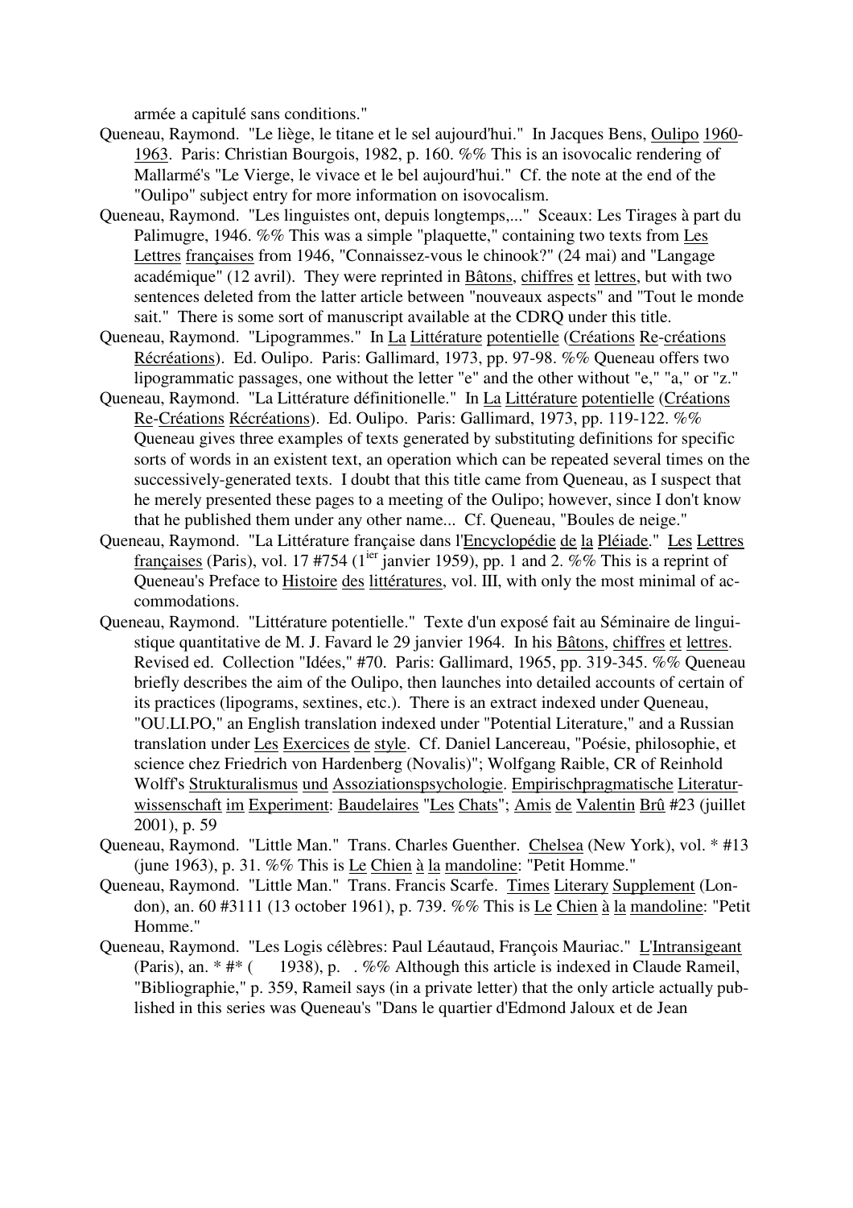armée a capitulé sans conditions."

Queneau, Raymond. "Le liège, le titane et le sel aujourd'hui." In Jacques Bens, Oulipo 1960-1963. Paris: Christian Bourgois, 1982, p. 160. %% This is an isovocalic rendering of Mallarmé's "Le Vierge, le vivace et le bel aujourd'hui." Cf. the note at the end of the "Oulipo" subject entry for more information on isovocalism.

Queneau, Raymond. "Les linguistes ont, depuis longtemps,..." Sceaux: Les Tirages à part du Palimugre, 1946. %% This was a simple "plaquette," containing two texts from Les Lettres françaises from 1946, "Connaissez-vous le chinook?" (24 mai) and "Langage académique" (12 avril). They were reprinted in Bâtons, chiffres et lettres, but with two sentences deleted from the latter article between "nouveaux aspects" and "Tout le monde sait." There is some sort of manuscript available at the CDRQ under this title.

Queneau, Raymond. "Lipogrammes." In La Littérature potentielle (Créations Re-créations Récréations). Ed. Oulipo. Paris: Gallimard, 1973, pp. 97-98. %% Queneau offers two lipogrammatic passages, one without the letter "e" and the other without "e," "a," or "z."

Queneau, Raymond. "La Littérature définitionelle." In La Littérature potentielle (Créations Re-Créations Récréations). Ed. Oulipo. Paris: Gallimard, 1973, pp. 119-122. %% Queneau gives three examples of texts generated by substituting definitions for specific sorts of words in an existent text, an operation which can be repeated several times on the successively-generated texts. I doubt that this title came from Queneau, as I suspect that he merely presented these pages to a meeting of the Oulipo; however, since I don't know that he published them under any other name... Cf. Queneau, "Boules de neige."

Queneau, Raymond. "La Littérature française dans l'Encyclopédie de la Pléiade." Les Lettres françaises (Paris), vol. 17 #754 (1ier janvier 1959), pp. 1 and 2. %% This is a reprint of Queneau's Preface to Histoire des littératures, vol. III, with only the most minimal of accommodations.

Queneau, Raymond. "Littérature potentielle." Texte d'un exposé fait au Séminaire de linguistique quantitative de M. J. Favard le 29 janvier 1964. In his Bâtons, chiffres et lettres. Revised ed. Collection "Idées," #70. Paris: Gallimard, 1965, pp. 319-345. %% Queneau briefly describes the aim of the Oulipo, then launches into detailed accounts of certain of its practices (lipograms, sextines, etc.). There is an extract indexed under Queneau, "OU.LI.PO," an English translation indexed under "Potential Literature," and a Russian translation under Les Exercices de style. Cf. Daniel Lancereau, "Poésie, philosophie, et science chez Friedrich von Hardenberg (Novalis)"; Wolfgang Raible, CR of Reinhold Wolff's Strukturalismus und Assoziationspsychologie. Empirischpragmatische Literaturwissenschaft im Experiment: Baudelaires "Les Chats"; Amis de Valentin Brû #23 (juillet 2001), p. 59

Queneau, Raymond. "Little Man." Trans. Charles Guenther. Chelsea (New York), vol. * #13 (june 1963), p. 31. %% This is Le Chien à la mandoline: "Petit Homme."

Queneau, Raymond. "Little Man." Trans. Francis Scarfe. Times Literary Supplement (London), an. 60 #3111 (13 october 1961), p. 739. %% This is Le Chien à la mandoline: "Petit Homme."

Queneau, Raymond. "Les Logis célèbres: Paul Léautaud, François Mauriac." L'Intransigeant (Paris), an. * #* ( 1938), p. . %% Although this article is indexed in Claude Rameil, "Bibliographie," p. 359, Rameil says (in a private letter) that the only article actually published in this series was Queneau's "Dans le quartier d'Edmond Jaloux et de Jean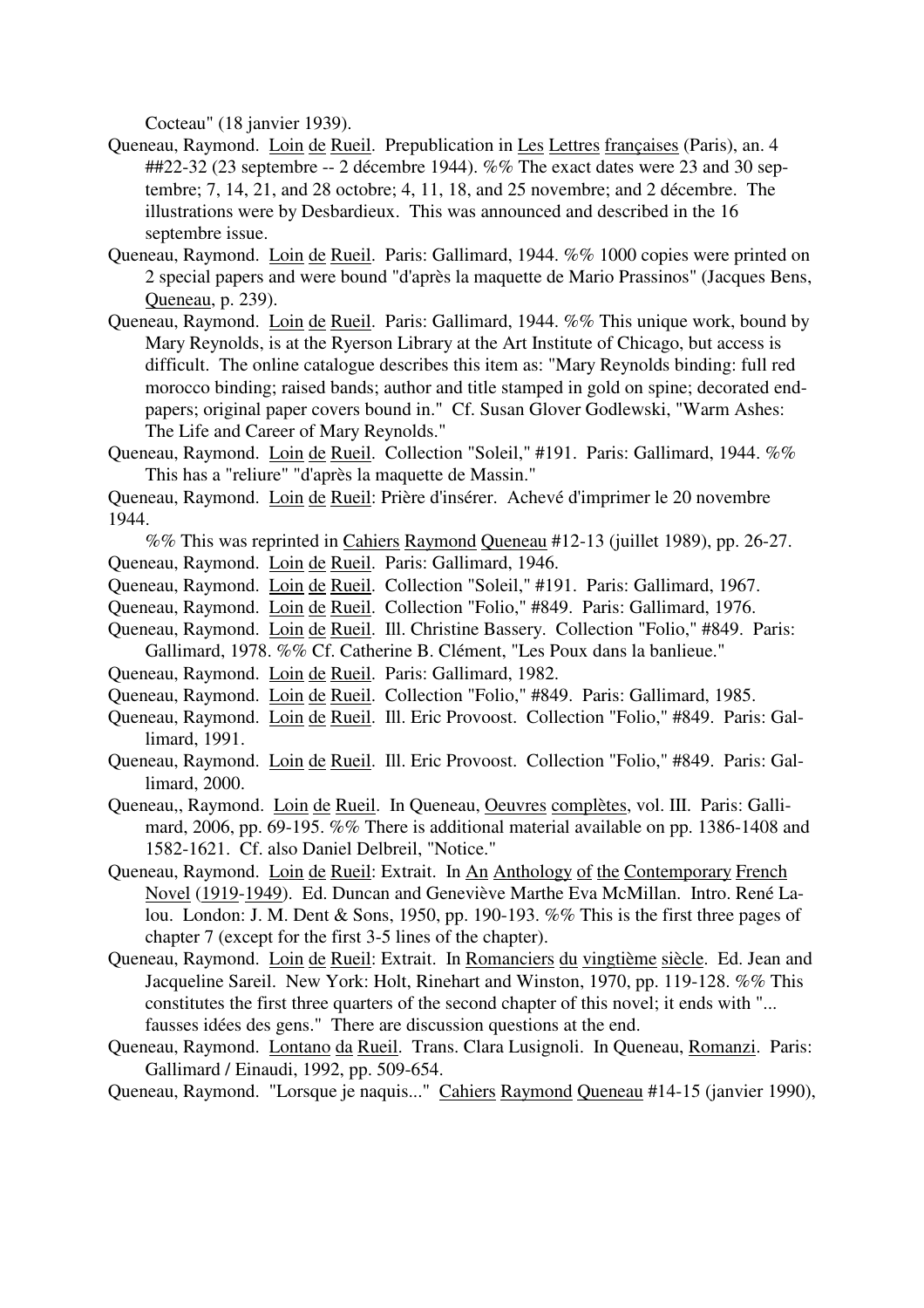Cocteau" (18 janvier 1939).

Queneau, Raymond. Loin de Rueil. Prepublication in Les Lettres françaises (Paris), an. 4 ##22-32 (23 septembre -- 2 décembre 1944). %% The exact dates were 23 and 30 septembre; 7, 14, 21, and 28 octobre; 4, 11, 18, and 25 novembre; and 2 décembre. The illustrations were by Desbardieux. This was announced and described in the 16 septembre issue.

Queneau, Raymond. Loin de Rueil. Paris: Gallimard, 1944. %% 1000 copies were printed on 2 special papers and were bound "d'après la maquette de Mario Prassinos" (Jacques Bens, Queneau, p. 239).

Queneau, Raymond. Loin de Rueil. Paris: Gallimard, 1944. %% This unique work, bound by Mary Reynolds, is at the Ryerson Library at the Art Institute of Chicago, but access is difficult. The online catalogue describes this item as: "Mary Reynolds binding: full red morocco binding; raised bands; author and title stamped in gold on spine; decorated endpapers; original paper covers bound in." Cf. Susan Glover Godlewski, "Warm Ashes: The Life and Career of Mary Reynolds."

Queneau, Raymond. Loin de Rueil. Collection "Soleil," #191. Paris: Gallimard, 1944. %% This has a "reliure" "d'après la maquette de Massin."

Queneau, Raymond. Loin de Rueil: Prière d'insérer. Achevé d'imprimer le 20 novembre 1944.

%% This was reprinted in Cahiers Raymond Queneau #12-13 (juillet 1989), pp. 26-27.

Queneau, Raymond. Loin de Rueil. Paris: Gallimard, 1946.

Queneau, Raymond. Loin de Rueil. Collection "Soleil," #191. Paris: Gallimard, 1967.

Queneau, Raymond. Loin de Rueil. Collection "Folio," #849. Paris: Gallimard, 1976.

Queneau, Raymond. Loin de Rueil. Ill. Christine Bassery. Collection "Folio," #849. Paris: Gallimard, 1978. %% Cf. Catherine B. Clément, "Les Poux dans la banlieue."

Queneau, Raymond. Loin de Rueil. Paris: Gallimard, 1982.

Queneau, Raymond. Loin de Rueil. Collection "Folio," #849. Paris: Gallimard, 1985.

Queneau, Raymond. Loin de Rueil. Ill. Eric Provoost. Collection "Folio," #849. Paris: Gallimard, 1991.

Queneau, Raymond. Loin de Rueil. Ill. Eric Provoost. Collection "Folio," #849. Paris: Gallimard, 2000.

Queneau,, Raymond. Loin de Rueil. In Queneau, Oeuvres complètes, vol. III. Paris: Gallimard, 2006, pp. 69-195. %% There is additional material available on pp. 1386-1408 and 1582-1621. Cf. also Daniel Delbreil, "Notice."

Queneau, Raymond. Loin de Rueil: Extrait. In An Anthology of the Contemporary French Novel (1919-1949). Ed. Duncan and Geneviève Marthe Eva McMillan. Intro. René Lalou. London: J. M. Dent & Sons, 1950, pp. 190-193. %% This is the first three pages of chapter 7 (except for the first 3-5 lines of the chapter).

Queneau, Raymond. Loin de Rueil: Extrait. In Romanciers du vingtième siècle. Ed. Jean and Jacqueline Sareil. New York: Holt, Rinehart and Winston, 1970, pp. 119-128. %% This constitutes the first three quarters of the second chapter of this novel; it ends with "... fausses idées des gens." There are discussion questions at the end.

Queneau, Raymond. Lontano da Rueil. Trans. Clara Lusignoli. In Queneau, Romanzi. Paris: Gallimard / Einaudi, 1992, pp. 509-654.

Queneau, Raymond. "Lorsque je naquis..." Cahiers Raymond Queneau #14-15 (janvier 1990),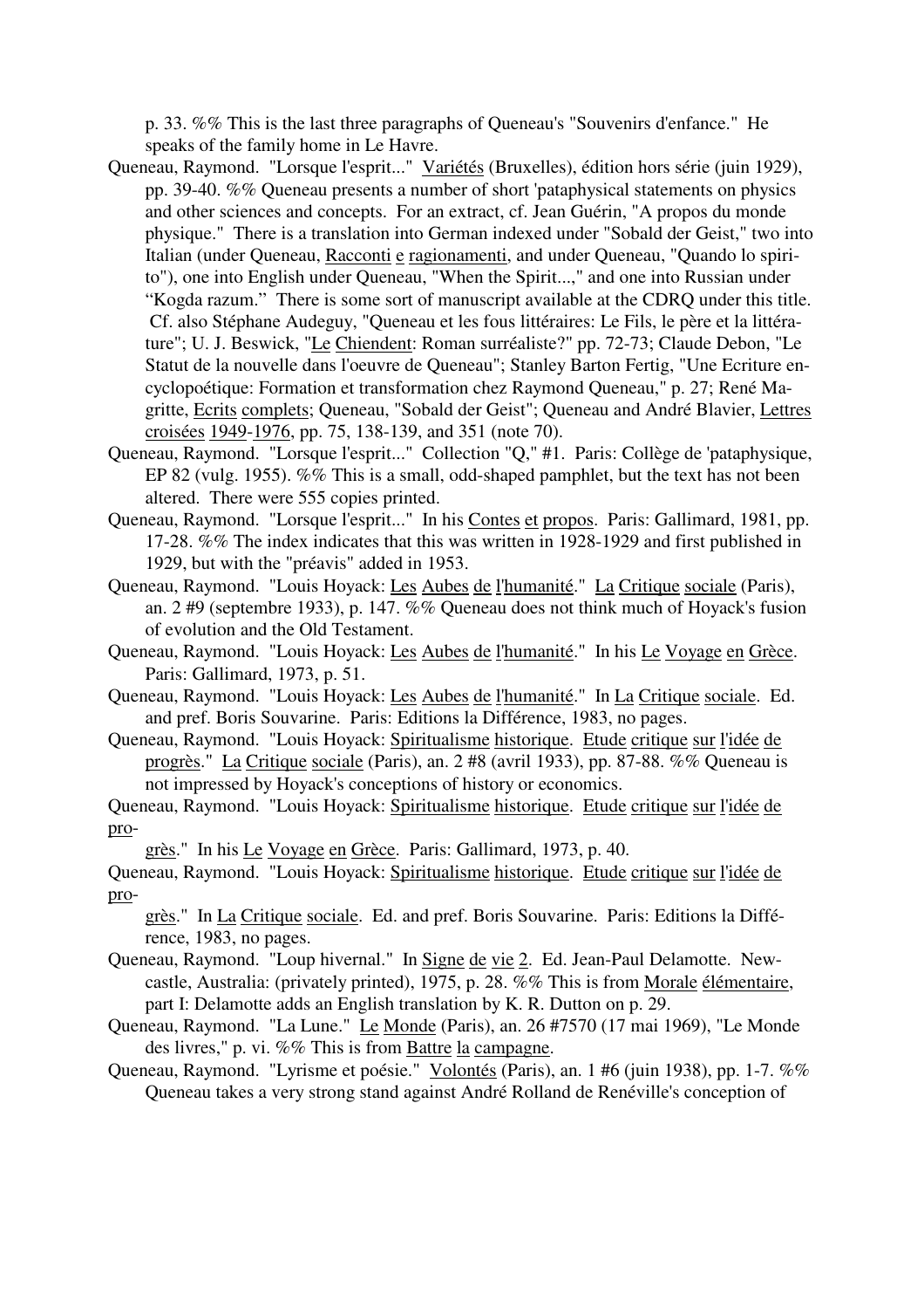p. 33. %% This is the last three paragraphs of Queneau's "Souvenirs d'enfance." He speaks of the family home in Le Havre.

Queneau, Raymond. "Lorsque l'esprit..." Variétés (Bruxelles), édition hors série (juin 1929), pp. 39-40. %% Queneau presents a number of short 'pataphysical statements on physics and other sciences and concepts. For an extract, cf. Jean Guérin, "A propos du monde physique." There is a translation into German indexed under "Sobald der Geist," two into Italian (under Queneau, Racconti e ragionamenti, and under Queneau, "Quando lo spirito"), one into English under Queneau, "When the Spirit...," and one into Russian under "Kogda razum." There is some sort of manuscript available at the CDRQ under this title. Cf. also Stéphane Audeguy, "Queneau et les fous littéraires: Le Fils, le père et la littérature"; U. J. Beswick, "Le Chiendent: Roman surréaliste?" pp. 72-73; Claude Debon, "Le Statut de la nouvelle dans l'oeuvre de Queneau"; Stanley Barton Fertig, "Une Ecriture encyclopoétique: Formation et transformation chez Raymond Queneau," p. 27; René Magritte, Ecrits complets; Queneau, "Sobald der Geist"; Queneau and André Blavier, Lettres croisées 1949-1976, pp. 75, 138-139, and 351 (note 70).

Queneau, Raymond. "Lorsque l'esprit..." Collection "Q," #1. Paris: Collège de 'pataphysique, EP 82 (vulg. 1955). %% This is a small, odd-shaped pamphlet, but the text has not been altered. There were 555 copies printed.

Queneau, Raymond. "Lorsque l'esprit..." In his Contes et propos. Paris: Gallimard, 1981, pp. 17-28. %% The index indicates that this was written in 1928-1929 and first published in 1929, but with the "préavis" added in 1953.

Queneau, Raymond. "Louis Hoyack: Les Aubes de l'humanité." La Critique sociale (Paris), an. 2 #9 (septembre 1933), p. 147. %% Queneau does not think much of Hoyack's fusion of evolution and the Old Testament.

Queneau, Raymond. "Louis Hoyack: Les Aubes de l'humanité." In his Le Voyage en Grèce. Paris: Gallimard, 1973, p. 51.

Queneau, Raymond. "Louis Hoyack: Les Aubes de l'humanité." In La Critique sociale. Ed. and pref. Boris Souvarine. Paris: Editions la Différence, 1983, no pages.

Queneau, Raymond. "Louis Hoyack: Spiritualisme historique. Etude critique sur l'idée de progrès." La Critique sociale (Paris), an. 2 #8 (avril 1933), pp. 87-88. %% Queneau is not impressed by Hoyack's conceptions of history or economics.

Queneau, Raymond. "Louis Hoyack: Spiritualisme historique. Etude critique sur l'idée de progrès." In his Le Voyage en Grèce. Paris: Gallimard, 1973, p. 40.

Queneau, Raymond. "Louis Hoyack: Spiritualisme historique. Etude critique sur l'idée de progrès." In La Critique sociale. Ed. and pref. Boris Souvarine. Paris: Editions la Différence, 1983, no pages.

Queneau, Raymond. "Loup hivernal." In Signe de vie 2. Ed. Jean-Paul Delamotte. Newcastle, Australia: (privately printed), 1975, p. 28. %% This is from Morale élémentaire, part I: Delamotte adds an English translation by K. R. Dutton on p. 29.

Queneau, Raymond. "La Lune." Le Monde (Paris), an. 26 #7570 (17 mai 1969), "Le Monde des livres," p. vi. %% This is from Battre la campagne.

Queneau, Raymond. "Lyrisme et poésie." Volontés (Paris), an. 1 #6 (juin 1938), pp. 1-7. %% Queneau takes a very strong stand against André Rolland de Renéville's conception of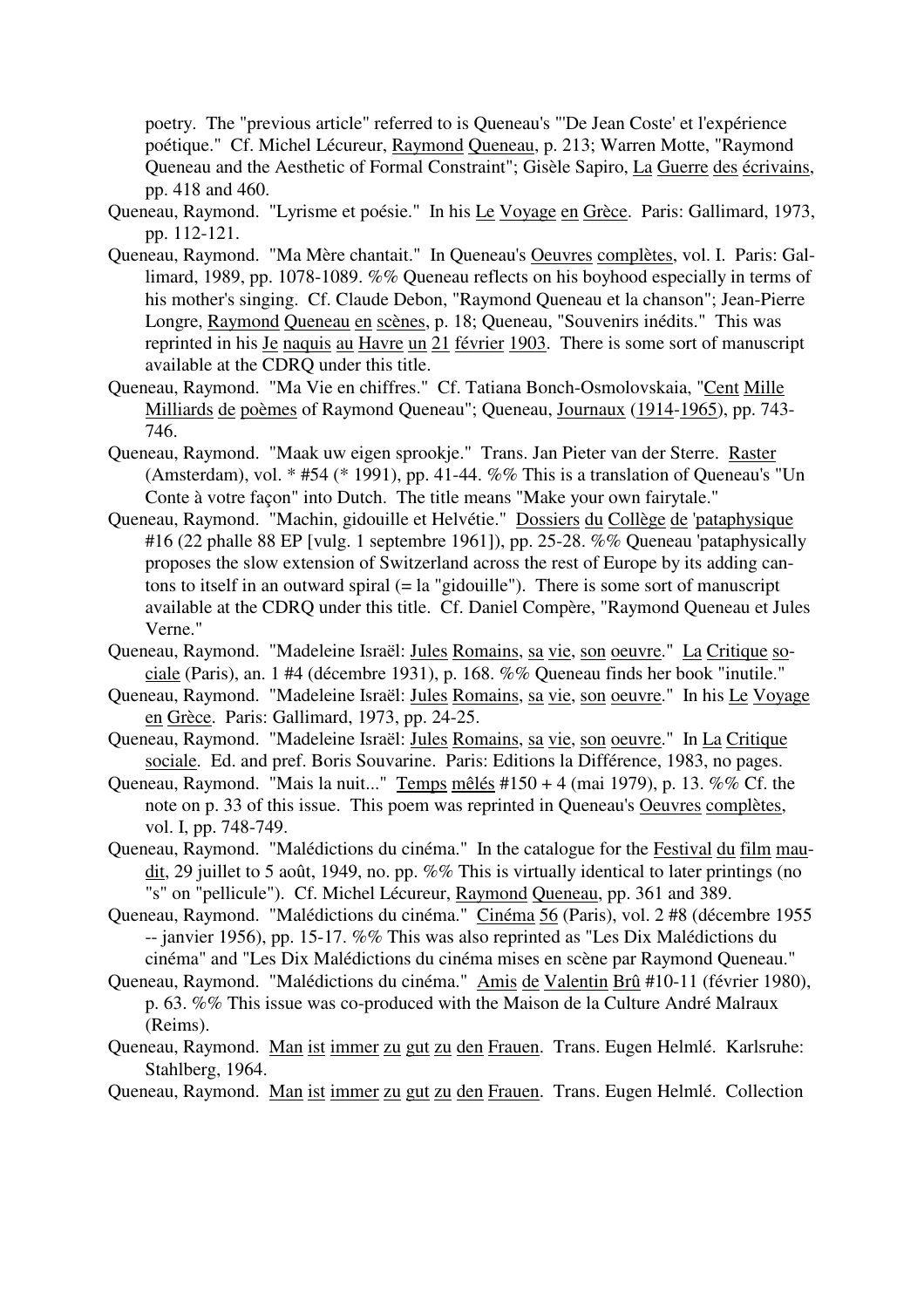poetry. The "previous article" referred to is Queneau's "'De Jean Coste' et l'expérience poétique." Cf. Michel Lécureur, Raymond Queneau, p. 213; Warren Motte, "Raymond Queneau and the Aesthetic of Formal Constraint"; Gisèle Sapiro, La Guerre des écrivains, pp. 418 and 460.

Queneau, Raymond. "Lyrisme et poésie." In his Le Voyage en Grèce. Paris: Gallimard, 1973, pp. 112-121.

Queneau, Raymond. "Ma Mère chantait." In Queneau's Oeuvres complètes, vol. I. Paris: Gallimard, 1989, pp. 1078-1089. %% Queneau reflects on his boyhood especially in terms of his mother's singing. Cf. Claude Debon, "Raymond Queneau et la chanson"; Jean-Pierre Longre, Raymond Queneau en scènes, p. 18; Queneau, "Souvenirs inédits." This was reprinted in his Je naquis au Havre un 21 février 1903. There is some sort of manuscript available at the CDRQ under this title.

Queneau, Raymond. "Ma Vie en chiffres." Cf. Tatiana Bonch-Osmolovskaia, "Cent Mille Milliards de poèmes of Raymond Queneau"; Queneau, Journaux (1914-1965), pp. 743-746.

Queneau, Raymond. "Maak uw eigen sprookje." Trans. Jan Pieter van der Sterre. Raster (Amsterdam), vol. * #54 (* 1991), pp. 41-44. %% This is a translation of Queneau's "Un Conte à votre façon" into Dutch. The title means "Make your own fairytale."

Queneau, Raymond. "Machin, gidouille et Helvétie." Dossiers du Collège de 'pataphysique #16 (22 phalle 88 EP [vulg. 1 septembre 1961]), pp. 25-28. %% Queneau 'pataphysically proposes the slow extension of Switzerland across the rest of Europe by its adding cantons to itself in an outward spiral (= la "gidouille"). There is some sort of manuscript available at the CDRQ under this title. Cf. Daniel Compère, "Raymond Queneau et Jules Verne."

Queneau, Raymond. "Madeleine Israël: Jules Romains, sa vie, son oeuvre." La Critique sociale (Paris), an. 1 #4 (décembre 1931), p. 168. %% Queneau finds her book "inutile."

Queneau, Raymond. "Madeleine Israël: Jules Romains, sa vie, son oeuvre." In his Le Voyage en Grèce. Paris: Gallimard, 1973, pp. 24-25.

Queneau, Raymond. "Madeleine Israël: Jules Romains, sa vie, son oeuvre." In La Critique sociale. Ed. and pref. Boris Souvarine. Paris: Editions la Différence, 1983, no pages.

Queneau, Raymond. "Mais la nuit..." Temps mêlés #150 + 4 (mai 1979), p. 13. %% Cf. the note on p. 33 of this issue. This poem was reprinted in Queneau's Oeuvres complètes, vol. I, pp. 748-749.

Queneau, Raymond. "Malédictions du cinéma." In the catalogue for the Festival du film maudit, 29 juillet to 5 août, 1949, no. pp. %% This is virtually identical to later printings (no "s" on "pellicule"). Cf. Michel Lécureur, Raymond Queneau, pp. 361 and 389.

Queneau, Raymond. "Malédictions du cinéma." Cinéma 56 (Paris), vol. 2 #8 (décembre 1955 -- janvier 1956), pp. 15-17. %% This was also reprinted as "Les Dix Malédictions du cinéma" and "Les Dix Malédictions du cinéma mises en scène par Raymond Queneau."

Queneau, Raymond. "Malédictions du cinéma." Amis de Valentin Brû #10-11 (février 1980), p. 63. %% This issue was co-produced with the Maison de la Culture André Malraux (Reims).

Queneau, Raymond. Man ist immer zu gut zu den Frauen. Trans. Eugen Helmlé. Karlsruhe: Stahlberg, 1964.

Queneau, Raymond. Man ist immer zu gut zu den Frauen. Trans. Eugen Helmlé. Collection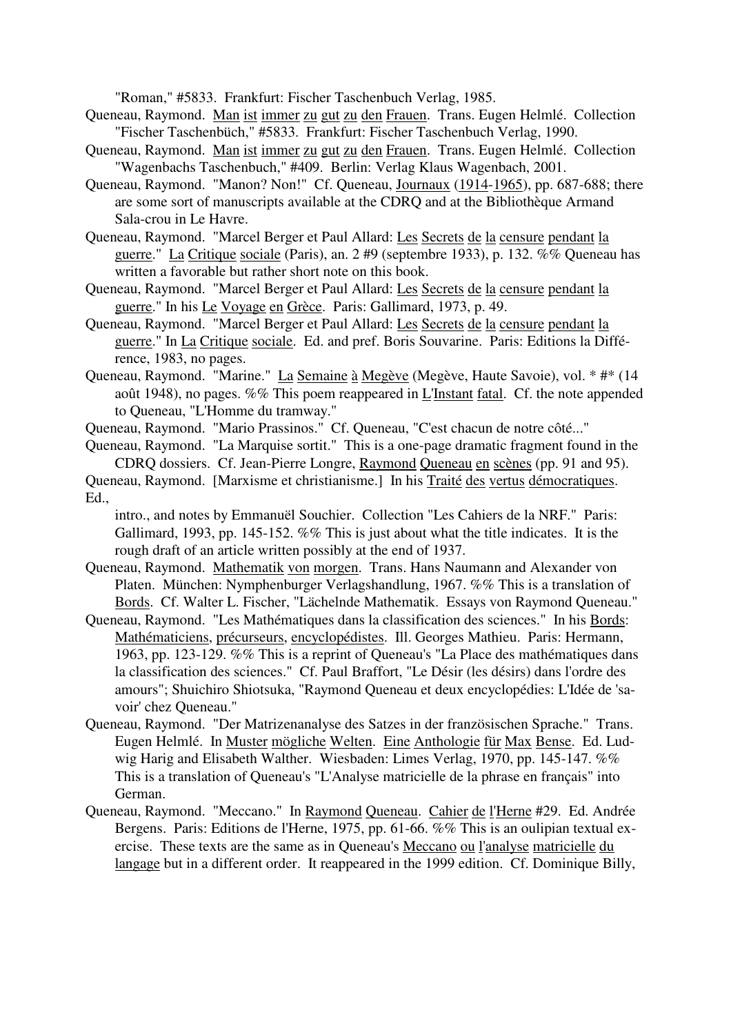"Roman," #5833. Frankfurt: Fischer Taschenbuch Verlag, 1985.

Queneau, Raymond. Man ist immer zu gut zu den Frauen. Trans. Eugen Helmlé. Collection "Fischer Taschenbüch," #5833. Frankfurt: Fischer Taschenbuch Verlag, 1990.

Queneau, Raymond. Man ist immer zu gut zu den Frauen. Trans. Eugen Helmlé. Collection "Wagenbachs Taschenbuch," #409. Berlin: Verlag Klaus Wagenbach, 2001.

Queneau, Raymond. "Manon? Non!" Cf. Queneau, Journaux (1914-1965), pp. 687-688; there are some sort of manuscripts available at the CDRQ and at the Bibliothèque Armand Sala-crou in Le Havre.

Queneau, Raymond. "Marcel Berger et Paul Allard: Les Secrets de la censure pendant la guerre." La Critique sociale (Paris), an. 2 #9 (septembre 1933), p. 132. %% Queneau has written a favorable but rather short note on this book.

Queneau, Raymond. "Marcel Berger et Paul Allard: Les Secrets de la censure pendant la guerre." In his Le Voyage en Grèce. Paris: Gallimard, 1973, p. 49.

Queneau, Raymond. "Marcel Berger et Paul Allard: Les Secrets de la censure pendant la guerre." In La Critique sociale. Ed. and pref. Boris Souvarine. Paris: Editions la Différence, 1983, no pages.

Queneau, Raymond. "Marine." La Semaine à Megève (Megève, Haute Savoie), vol. * #* (14 août 1948), no pages. %% This poem reappeared in L'Instant fatal. Cf. the note appended to Queneau, "L'Homme du tramway."

Queneau, Raymond. "Mario Prassinos." Cf. Queneau, "C'est chacun de notre côté..."

Queneau, Raymond. "La Marquise sortit." This is a one-page dramatic fragment found in the CDRQ dossiers. Cf. Jean-Pierre Longre, Raymond Queneau en scènes (pp. 91 and 95).

Queneau, Raymond. [Marxisme et christianisme.] In his Traité des vertus démocratiques. Ed., intro., and notes by Emmanuël Souchier. Collection "Les Cahiers de la NRF." Paris: Gallimard, 1993, pp. 145-152. %% This is just about what the title indicates. It is the rough draft of an article written possibly at the end of 1937.

Queneau, Raymond. Mathematik von morgen. Trans. Hans Naumann and Alexander von Platen. München: Nymphenburger Verlagshandlung, 1967. %% This is a translation of Bords. Cf. Walter L. Fischer, "Lächelnde Mathematik. Essays von Raymond Queneau."

Queneau, Raymond. "Les Mathématiques dans la classification des sciences." In his Bords: Mathématiciens, précurseurs, encyclopédistes. Ill. Georges Mathieu. Paris: Hermann, 1963, pp. 123-129. %% This is a reprint of Queneau's "La Place des mathématiques dans la classification des sciences." Cf. Paul Braffort, "Le Désir (les désirs) dans l'ordre des amours"; Shuichiro Shiotsuka, "Raymond Queneau et deux encyclopédies: L'Idée de 'savoir' chez Queneau."

Queneau, Raymond. "Der Matrizenanalyse des Satzes in der französischen Sprache." Trans. Eugen Helmlé. In Muster mögliche Welten. Eine Anthologie für Max Bense. Ed. Ludwig Harig and Elisabeth Walther. Wiesbaden: Limes Verlag, 1970, pp. 145-147. %% This is a translation of Queneau's "L'Analyse matricielle de la phrase en français" into German.

Queneau, Raymond. "Meccano." In Raymond Queneau. Cahier de l'Herne #29. Ed. Andrée Bergens. Paris: Editions de l'Herne, 1975, pp. 61-66. %% This is an oulipian textual exercise. These texts are the same as in Queneau's Meccano ou l'analyse matricielle du langage but in a different order. It reappeared in the 1999 edition. Cf. Dominique Billy,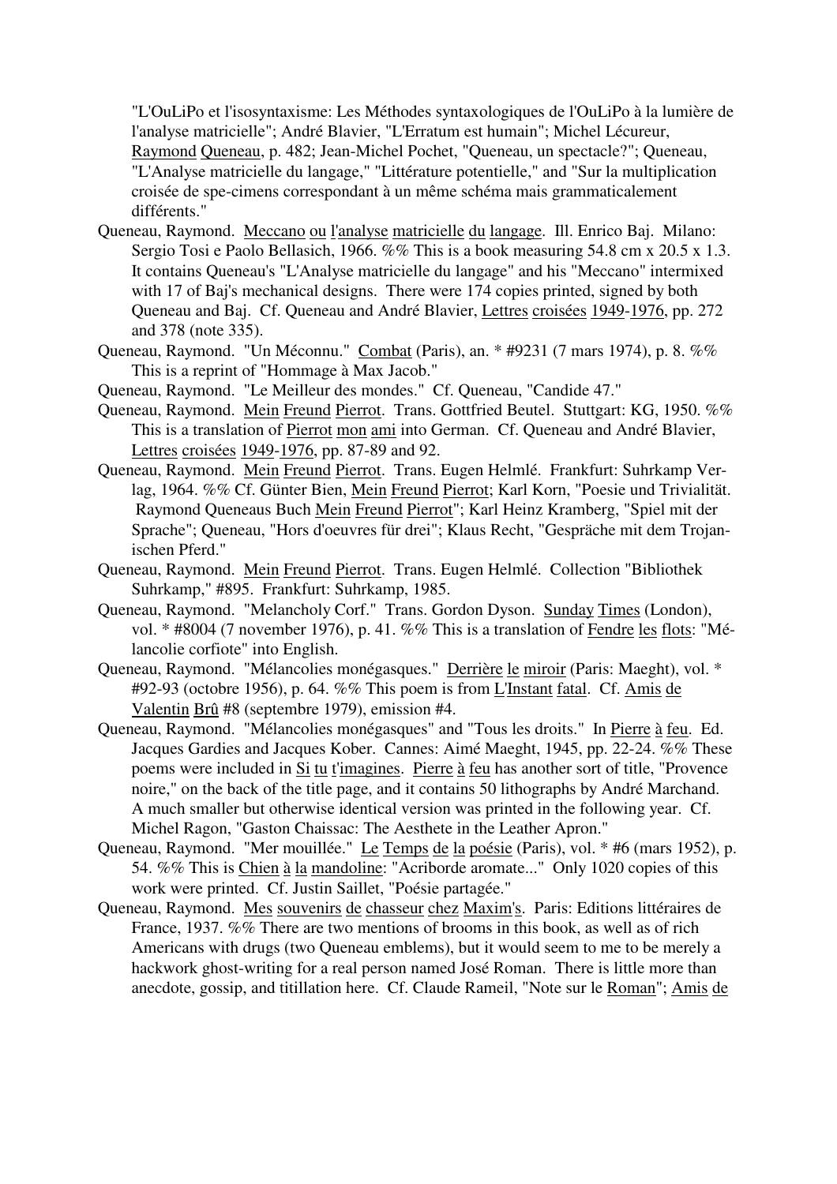"L'OuLiPo et l'isosyntaxisme: Les Méthodes syntaxologiques de l'OuLiPo à la lumière de l'analyse matricielle"; André Blavier, "L'Erratum est humain"; Michel Lécureur, Raymond Queneau, p. 482; Jean-Michel Pochet, "Queneau, un spectacle?"; Queneau, "L'Analyse matricielle du langage," "Littérature potentielle," and "Sur la multiplication croisée de spe-cimens correspondant à un même schéma mais grammaticalement différents."

Queneau, Raymond. Meccano ou l'analyse matricielle du langage. Ill. Enrico Baj. Milano: Sergio Tosi e Paolo Bellasich, 1966. %% This is a book measuring 54.8 cm x 20.5 x 1.3. It contains Queneau's "L'Analyse matricielle du langage" and his "Meccano" intermixed with 17 of Baj's mechanical designs. There were 174 copies printed, signed by both Queneau and Baj. Cf. Queneau and André Blavier, Lettres croisées 1949-1976, pp. 272 and 378 (note 335).

Queneau, Raymond. "Un Méconnu." Combat (Paris), an. * #9231 (7 mars 1974), p. 8. %% This is a reprint of "Hommage à Max Jacob."

Queneau, Raymond. "Le Meilleur des mondes." Cf. Queneau, "Candide 47."

Queneau, Raymond. Mein Freund Pierrot. Trans. Gottfried Beutel. Stuttgart: KG, 1950. %% This is a translation of Pierrot mon ami into German. Cf. Queneau and André Blavier, Lettres croisées 1949-1976, pp. 87-89 and 92.

Queneau, Raymond. Mein Freund Pierrot. Trans. Eugen Helmlé. Frankfurt: Suhrkamp Verlag, 1964. %% Cf. Günter Bien, Mein Freund Pierrot; Karl Korn, "Poesie und Trivialität. Raymond Queneaus Buch Mein Freund Pierrot"; Karl Heinz Kramberg, "Spiel mit der Sprache"; Queneau, "Hors d'oeuvres für drei"; Klaus Recht, "Gespräche mit dem Trojanischen Pferd."

Queneau, Raymond. Mein Freund Pierrot. Trans. Eugen Helmlé. Collection "Bibliothek Suhrkamp," #895. Frankfurt: Suhrkamp, 1985.

Queneau, Raymond. "Melancholy Corf." Trans. Gordon Dyson. Sunday Times (London), vol. * #8004 (7 november 1976), p. 41. %% This is a translation of Fendre les flots: "Mélancolie corfiote" into English.

Queneau, Raymond. "Mélancolies monégasques." Derrière le miroir (Paris: Maeght), vol. * #92-93 (octobre 1956), p. 64. %% This poem is from L'Instant fatal. Cf. Amis de Valentin Brû #8 (septembre 1979), emission #4.

Queneau, Raymond. "Mélancolies monégasques" and "Tous les droits." In Pierre à feu. Ed. Jacques Gardies and Jacques Kober. Cannes: Aimé Maeght, 1945, pp. 22-24. %% These poems were included in Si tu t'imagines. Pierre à feu has another sort of title, "Provence noire," on the back of the title page, and it contains 50 lithographs by André Marchand. A much smaller but otherwise identical version was printed in the following year. Cf. Michel Ragon, "Gaston Chaissac: The Aesthete in the Leather Apron."

Queneau, Raymond. "Mer mouillée." Le Temps de la poésie (Paris), vol. * #6 (mars 1952), p. 54. %% This is Chien à la mandoline: "Acriborde aromate..." Only 1020 copies of this work were printed. Cf. Justin Saillet, "Poésie partagée."

Queneau, Raymond. Mes souvenirs de chasseur chez Maxim's. Paris: Editions littéraires de France, 1937. %% There are two mentions of brooms in this book, as well as of rich Americans with drugs (two Queneau emblems), but it would seem to me to be merely a hackwork ghost-writing for a real person named José Roman. There is little more than anecdote, gossip, and titillation here. Cf. Claude Rameil, "Note sur le Roman"; Amis de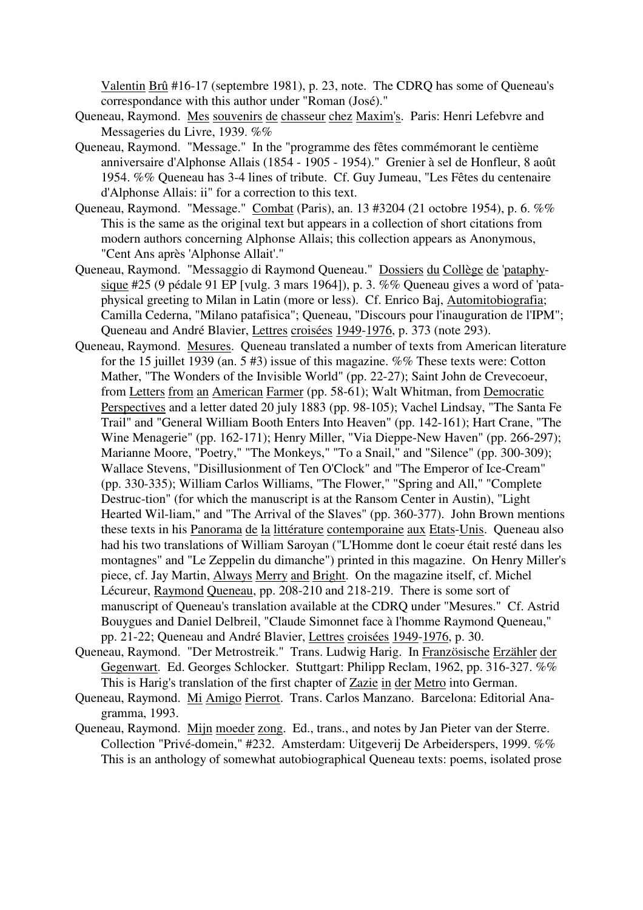Valentin Brû #16-17 (septembre 1981), p. 23, note. The CDRQ has some of Queneau's correspondance with this author under "Roman (José)."

Queneau, Raymond. Mes souvenirs de chasseur chez Maxim's. Paris: Henri Lefebvre and Messageries du Livre, 1939. %%

Queneau, Raymond. "Message." In the "programme des fêtes commémorant le centième anniversaire d'Alphonse Allais (1854 - 1905 - 1954)." Grenier à sel de Honfleur, 8 août 1954. %% Queneau has 3-4 lines of tribute. Cf. Guy Jumeau, "Les Fêtes du centenaire d'Alphonse Allais: ii" for a correction to this text.

Queneau, Raymond. "Message." Combat (Paris), an. 13 #3204 (21 octobre 1954), p. 6. %% This is the same as the original text but appears in a collection of short citations from modern authors concerning Alphonse Allais; this collection appears as Anonymous, "Cent Ans après 'Alphonse Allait'."

Queneau, Raymond. "Messaggio di Raymond Queneau." Dossiers du Collège de 'pataphysique #25 (9 pédale 91 EP [vulg. 3 mars 1964]), p. 3. %% Queneau gives a word of 'pataphysical greeting to Milan in Latin (more or less). Cf. Enrico Baj, Automitobiografia; Camilla Cederna, "Milano patafisica"; Queneau, "Discours pour l'inauguration de l'IPM"; Queneau and André Blavier, Lettres croisées 1949-1976, p. 373 (note 293).

Queneau, Raymond. Mesures. Queneau translated a number of texts from American literature for the 15 juillet 1939 (an. 5 #3) issue of this magazine. %% These texts were: Cotton Mather, "The Wonders of the Invisible World" (pp. 22-27); Saint John de Crevecoeur, from Letters from an American Farmer (pp. 58-61); Walt Whitman, from Democratic Perspectives and a letter dated 20 july 1883 (pp. 98-105); Vachel Lindsay, "The Santa Fe Trail" and "General William Booth Enters Into Heaven" (pp. 142-161); Hart Crane, "The Wine Menagerie" (pp. 162-171); Henry Miller, "Via Dieppe-New Haven" (pp. 266-297); Marianne Moore, "Poetry," "The Monkeys," "To a Snail," and "Silence" (pp. 300-309); Wallace Stevens, "Disillusionment of Ten O'Clock" and "The Emperor of Ice-Cream" (pp. 330-335); William Carlos Williams, "The Flower," "Spring and All," "Complete Destruc-tion" (for which the manuscript is at the Ransom Center in Austin), "Light Hearted Wil-liam," and "The Arrival of the Slaves" (pp. 360-377). John Brown mentions these texts in his Panorama de la littérature contemporaine aux Etats-Unis. Queneau also had his two translations of William Saroyan ("L'Homme dont le coeur était resté dans les montagnes" and "Le Zeppelin du dimanche") printed in this magazine. On Henry Miller's piece, cf. Jay Martin, Always Merry and Bright. On the magazine itself, cf. Michel Lécureur, Raymond Queneau, pp. 208-210 and 218-219. There is some sort of manuscript of Queneau's translation available at the CDRQ under "Mesures." Cf. Astrid Bouygues and Daniel Delbreil, "Claude Simonnet face à l'homme Raymond Queneau," pp. 21-22; Queneau and André Blavier, Lettres croisées 1949-1976, p. 30.

Queneau, Raymond. "Der Metrostreik." Trans. Ludwig Harig. In Französische Erzähler der Gegenwart. Ed. Georges Schlocker. Stuttgart: Philipp Reclam, 1962, pp. 316-327. %% This is Harig's translation of the first chapter of Zazie in der Metro into German.

Queneau, Raymond. Mi Amigo Pierrot. Trans. Carlos Manzano. Barcelona: Editorial Anagramma, 1993.

Queneau, Raymond. Mijn moeder zong. Ed., trans., and notes by Jan Pieter van der Sterre. Collection "Privé-domein," #232. Amsterdam: Uitgeverij De Arbeiderspers, 1999. %% This is an anthology of somewhat autobiographical Queneau texts: poems, isolated prose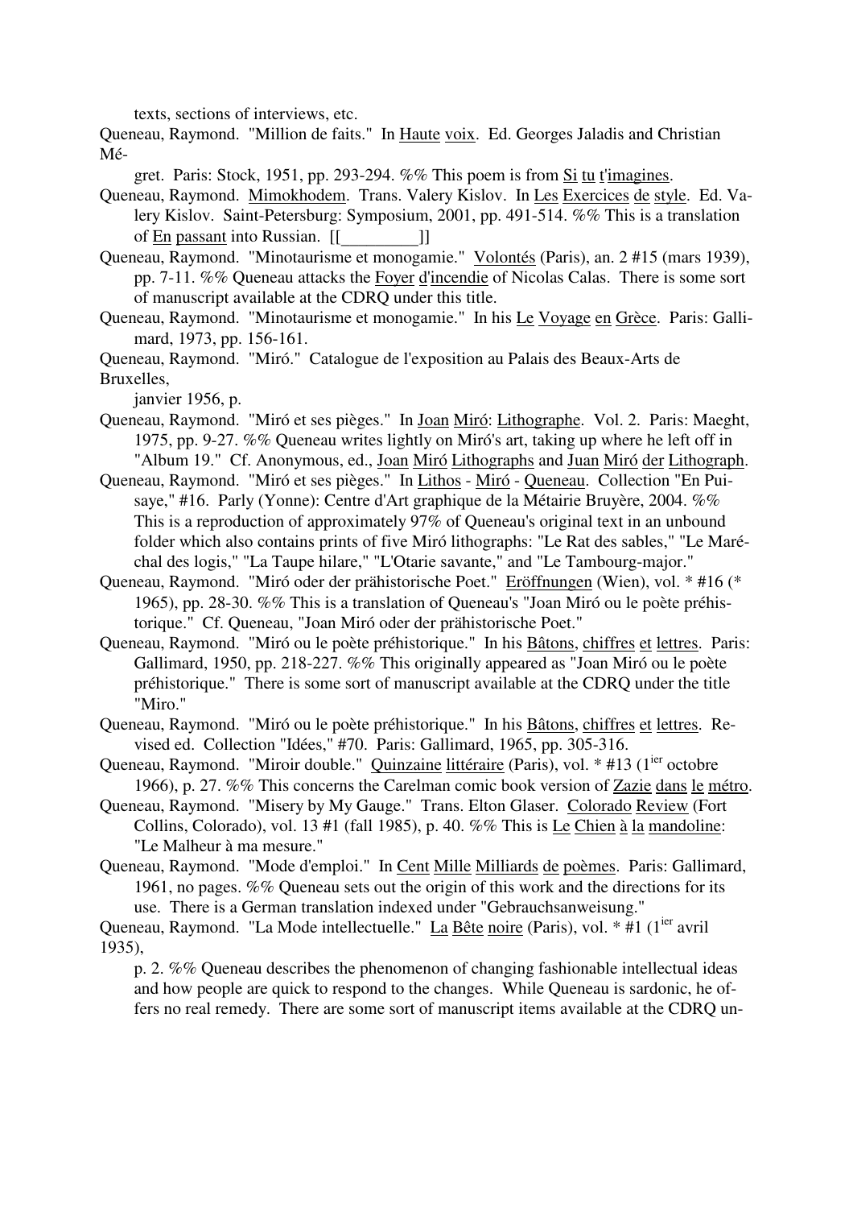texts, sections of interviews, etc.

Queneau, Raymond. "Million de faits." In Haute voix. Ed. Georges Jaladis and Christian Mégret. Paris: Stock, 1951, pp. 293-294. %% This poem is from Si tu t'imagines.

Queneau, Raymond. Mimokhodem. Trans. Valery Kislov. In Les Exercices de style. Ed. Valery Kislov. Saint-Petersburg: Symposium, 2001, pp. 491-514. %% This is a translation of En passant into Russian. [[_________]]

Queneau, Raymond. "Minotaurisme et monogamie." Volontés (Paris), an. 2 #15 (mars 1939), pp. 7-11. %% Queneau attacks the Foyer d'incendie of Nicolas Calas. There is some sort of manuscript available at the CDRQ under this title.

Queneau, Raymond. "Minotaurisme et monogamie." In his Le Voyage en Grèce. Paris: Gallimard, 1973, pp. 156-161.

Queneau, Raymond. "Miró." Catalogue de l'exposition au Palais des Beaux-Arts de Bruxelles, janvier 1956, p.

Queneau, Raymond. "Miró et ses pièges." In Joan Miró: Lithographe. Vol. 2. Paris: Maeght, 1975, pp. 9-27. %% Queneau writes lightly on Miró's art, taking up where he left off in "Album 19." Cf. Anonymous, ed., Joan Miró Lithographs and Juan Miró der Lithograph.

Queneau, Raymond. "Miró et ses pièges." In Lithos - Miró - Queneau. Collection "En Puisaye," #16. Parly (Yonne): Centre d'Art graphique de la Métairie Bruyère, 2004. %% This is a reproduction of approximately 97% of Queneau's original text in an unbound folder which also contains prints of five Miró lithographs: "Le Rat des sables," "Le Maréchal des logis," "La Taupe hilare," "L'Otarie savante," and "Le Tambourg-major."

Queneau, Raymond. "Miró oder der prähistorische Poet." Eröffnungen (Wien), vol. * #16 (* 1965), pp. 28-30. %% This is a translation of Queneau's "Joan Miró ou le poète préhistorique." Cf. Queneau, "Joan Miró oder der prähistorische Poet."

Queneau, Raymond. "Miró ou le poète préhistorique." In his Bâtons, chiffres et lettres. Paris: Gallimard, 1950, pp. 218-227. %% This originally appeared as "Joan Miró ou le poète préhistorique." There is some sort of manuscript available at the CDRQ under the title "Miro."

Queneau, Raymond. "Miró ou le poète préhistorique." In his Bâtons, chiffres et lettres. Revised ed. Collection "Idées," #70. Paris: Gallimard, 1965, pp. 305-316.

Queneau, Raymond. "Miroir double." Quinzaine littéraire (Paris), vol. * #13 (1ier octobre 1966), p. 27. %% This concerns the Carelman comic book version of Zazie dans le métro.

Queneau, Raymond. "Misery by My Gauge." Trans. Elton Glaser. Colorado Review (Fort Collins, Colorado), vol. 13 #1 (fall 1985), p. 40. %% This is Le Chien à la mandoline: "Le Malheur à ma mesure."

Queneau, Raymond. "Mode d'emploi." In Cent Mille Milliards de poèmes. Paris: Gallimard, 1961, no pages. %% Queneau sets out the origin of this work and the directions for its use. There is a German translation indexed under "Gebrauchsanweisung."

Queneau, Raymond. "La Mode intellectuelle." La Bête noire (Paris), vol. * #1 (1ier avril 1935), p. 2. %% Queneau describes the phenomenon of changing fashionable intellectual ideas and how people are quick to respond to the changes. While Queneau is sardonic, he offers no real remedy. There are some sort of manuscript items available at the CDRQ un-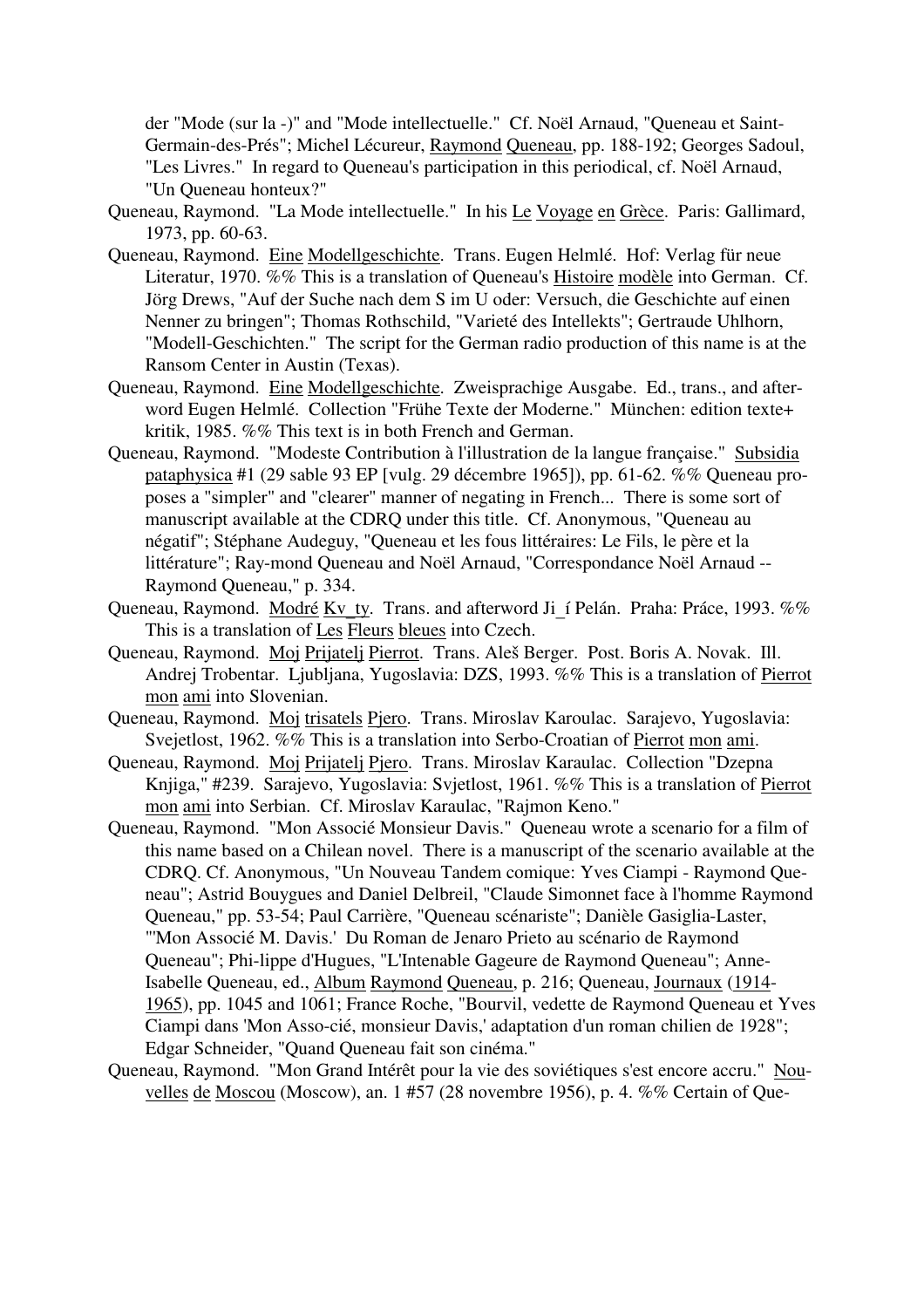der "Mode (sur la -)" and "Mode intellectuelle." Cf. Noël Arnaud, "Queneau et Saint-Germain-des-Prés"; Michel Lécureur, Raymond Queneau, pp. 188-192; Georges Sadoul, "Les Livres." In regard to Queneau's participation in this periodical, cf. Noël Arnaud, "Un Queneau honteux?"

Queneau, Raymond. "La Mode intellectuelle." In his Le Voyage en Grèce. Paris: Gallimard, 1973, pp. 60-63.

Queneau, Raymond. Eine Modellgeschichte. Trans. Eugen Helmlé. Hof: Verlag für neue Literatur, 1970. %% This is a translation of Queneau's Histoire modèle into German. Cf. Jörg Drews, "Auf der Suche nach dem S im U oder: Versuch, die Geschichte auf einen Nenner zu bringen"; Thomas Rothschild, "Varieté des Intellekts"; Gertraude Uhlhorn, "Modell-Geschichten." The script for the German radio production of this name is at the Ransom Center in Austin (Texas).

Queneau, Raymond. Eine Modellgeschichte. Zweisprachige Ausgabe. Ed., trans., and afterword Eugen Helmlé. Collection "Frühe Texte der Moderne." München: edition texte+ kritik, 1985. %% This text is in both French and German.

Queneau, Raymond. "Modeste Contribution à l'illustration de la langue française." Subsidia pataphysica #1 (29 sable 93 EP [vulg. 29 décembre 1965]), pp. 61-62. %% Queneau proposes a "simpler" and "clearer" manner of negating in French... There is some sort of manuscript available at the CDRQ under this title. Cf. Anonymous, "Queneau au négatif"; Stéphane Audeguy, "Queneau et les fous littéraires: Le Fils, le père et la littérature"; Ray-mond Queneau and Noël Arnaud, "Correspondance Noël Arnaud -- Raymond Queneau," p. 334.

Queneau, Raymond. Modré Kv_ty. Trans. and afterword Ji_í Pelán. Praha: Práce, 1993. %% This is a translation of Les Fleurs bleues into Czech.

Queneau, Raymond. Moj Prijatelj Pierrot. Trans. Aleš Berger. Post. Boris A. Novak. Ill. Andrej Trobentar. Ljubljana, Yugoslavia: DZS, 1993. %% This is a translation of Pierrot mon ami into Slovenian.

Queneau, Raymond. Moj trisatels Pjero. Trans. Miroslav Karoulac. Sarajevo, Yugoslavia: Svejetlost, 1962. %% This is a translation into Serbo-Croatian of Pierrot mon ami.

Queneau, Raymond. Moj Prijatelj Pjero. Trans. Miroslav Karaulac. Collection "Dzepna Knjiga," #239. Sarajevo, Yugoslavia: Svjetlost, 1961. %% This is a translation of Pierrot mon ami into Serbian. Cf. Miroslav Karaulac, "Rajmon Keno."

Queneau, Raymond. "Mon Associé Monsieur Davis." Queneau wrote a scenario for a film of this name based on a Chilean novel. There is a manuscript of the scenario available at the CDRQ. Cf. Anonymous, "Un Nouveau Tandem comique: Yves Ciampi - Raymond Queneau"; Astrid Bouygues and Daniel Delbreil, "Claude Simonnet face à l'homme Raymond Queneau," pp. 53-54; Paul Carrière, "Queneau scénariste"; Danièle Gasiglia-Laster, "'Mon Associé M. Davis.' Du Roman de Jenaro Prieto au scénario de Raymond Queneau"; Phi-lippe d'Hugues, "L'Intenable Gageure de Raymond Queneau"; Anne-Isabelle Queneau, ed., Album Raymond Queneau, p. 216; Queneau, Journaux (1914-1965), pp. 1045 and 1061; France Roche, "Bourvil, vedette de Raymond Queneau et Yves Ciampi dans 'Mon Asso-cié, monsieur Davis,' adaptation d'un roman chilien de 1928"; Edgar Schneider, "Quand Queneau fait son cinéma."

Queneau, Raymond. "Mon Grand Intérêt pour la vie des soviétiques s'est encore accru." Nou-velles de Moscou (Moscow), an. 1 #57 (28 novembre 1956), p. 4. %% Certain of Que-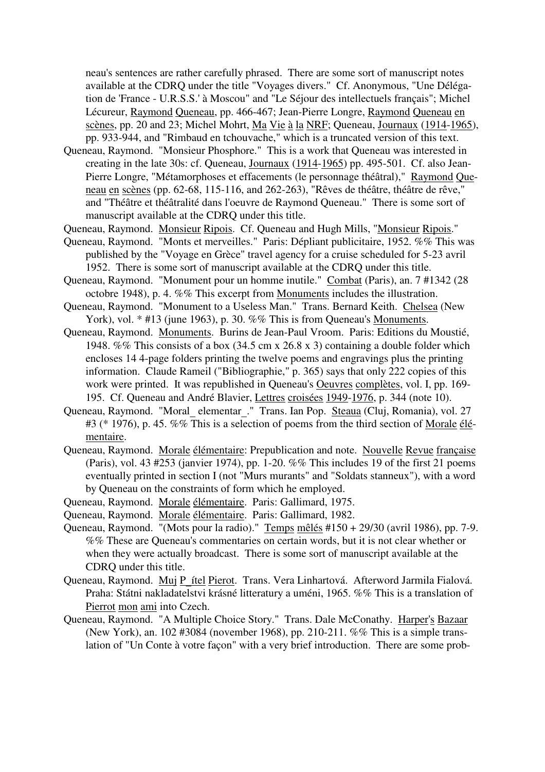neau's sentences are rather carefully phrased. There are some sort of manuscript notes available at the CDRQ under the title "Voyages divers." Cf. Anonymous, "Une Délégation de 'France - U.R.S.S.' à Moscou" and "Le Séjour des intellectuels français"; Michel Lécureur, Raymond Queneau, pp. 466-467; Jean-Pierre Longre, Raymond Queneau en scènes, pp. 20 and 23; Michel Mohrt, Ma Vie à la NRF; Queneau, Journaux (1914-1965), pp. 933-944, and "Rimbaud en tchouvache," which is a truncated version of this text.

Queneau, Raymond. "Monsieur Phosphore." This is a work that Queneau was interested in creating in the late 30s: cf. Queneau, Journaux (1914-1965) pp. 495-501. Cf. also Jean-Pierre Longre, "Métamorphoses et effacements (le personnage théâtral)," Raymond Queneau en scènes (pp. 62-68, 115-116, and 262-263), "Rêves de théâtre, théâtre de rêve," and "Théâtre et théâtralité dans l'oeuvre de Raymond Queneau." There is some sort of manuscript available at the CDRQ under this title.

Queneau, Raymond. Monsieur Ripois. Cf. Queneau and Hugh Mills, "Monsieur Ripois."

Queneau, Raymond. "Monts et merveilles." Paris: Dépliant publicitaire, 1952. %% This was published by the "Voyage en Grèce" travel agency for a cruise scheduled for 5-23 avril 1952. There is some sort of manuscript available at the CDRQ under this title.

Queneau, Raymond. "Monument pour un homme inutile." Combat (Paris), an. 7 #1342 (28 octobre 1948), p. 4. %% This excerpt from Monuments includes the illustration.

Queneau, Raymond. "Monument to a Useless Man." Trans. Bernard Keith. Chelsea (New York), vol. * #13 (june 1963), p. 30. %% This is from Queneau's Monuments.

Queneau, Raymond. Monuments. Burins de Jean-Paul Vroom. Paris: Editions du Moustié, 1948. %% This consists of a box (34.5 cm x 26.8 x 3) containing a double folder which encloses 14 4-page folders printing the twelve poems and engravings plus the printing information. Claude Rameil ("Bibliographie," p. 365) says that only 222 copies of this work were printed. It was republished in Queneau's Oeuvres complètes, vol. I, pp. 169-195. Cf. Queneau and André Blavier, Lettres croisées 1949-1976, p. 344 (note 10).

Queneau, Raymond. "Moral_ elementar_." Trans. Ian Pop. Steaua (Cluj, Romania), vol. 27 #3 (* 1976), p. 45. %% This is a selection of poems from the third section of Morale élémentaire.

Queneau, Raymond. Morale élémentaire: Prepublication and note. Nouvelle Revue française (Paris), vol. 43 #253 (janvier 1974), pp. 1-20. %% This includes 19 of the first 21 poems eventually printed in section I (not "Murs murants" and "Soldats stanneux"), with a word by Queneau on the constraints of form which he employed.

Queneau, Raymond. Morale élémentaire. Paris: Gallimard, 1975.

Queneau, Raymond. Morale élémentaire. Paris: Gallimard, 1982.

Queneau, Raymond. "(Mots pour la radio)." Temps mêlés #150 + 29/30 (avril 1986), pp. 7-9. %% These are Queneau's commentaries on certain words, but it is not clear whether or when they were actually broadcast. There is some sort of manuscript available at the CDRQ under this title.

Queneau, Raymond. Muj P_ítel Pierot. Trans. Vera Linhartová. Afterword Jarmila Fialová. Praha: Státni nakladatelstvi krásné litteratury a uméni, 1965. %% This is a translation of Pierrot mon ami into Czech.

Queneau, Raymond. "A Multiple Choice Story." Trans. Dale McConathy. Harper's Bazaar (New York), an. 102 #3084 (november 1968), pp. 210-211. %% This is a simple translation of "Un Conte à votre façon" with a very brief introduction. There are some prob-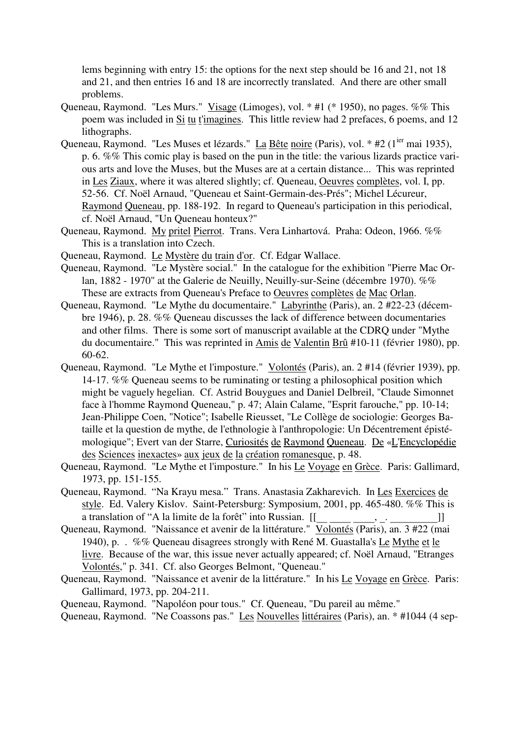lems beginning with entry 15: the options for the next step should be 16 and 21, not 18 and 21, and then entries 16 and 18 are incorrectly translated. And there are other small problems.

Queneau, Raymond. "Les Murs." Visage (Limoges), vol. * #1 (* 1950), no pages. %% This poem was included in Si tu t'imagines. This little review had 2 prefaces, 6 poems, and 12 lithographs.

Queneau, Raymond. "Les Muses et lézards." La Bête noire (Paris), vol. * #2 (1ier mai 1935), p. 6. %% This comic play is based on the pun in the title: the various lizards practice various arts and love the Muses, but the Muses are at a certain distance... This was reprinted in Les Ziaux, where it was altered slightly; cf. Queneau, Oeuvres complètes, vol. I, pp. 52-56. Cf. Noël Arnaud, "Queneau et Saint-Germain-des-Prés"; Michel Lécureur, Raymond Queneau, pp. 188-192. In regard to Queneau's participation in this periodical, cf. Noël Arnaud, "Un Queneau honteux?"

Queneau, Raymond. My pritel Pierrot. Trans. Vera Linhartová. Praha: Odeon, 1966. %% This is a translation into Czech.

Queneau, Raymond. Le Mystère du train d'or. Cf. Edgar Wallace.

Queneau, Raymond. "Le Mystère social." In the catalogue for the exhibition "Pierre Mac Orlan, 1882 - 1970" at the Galerie de Neuilly, Neuilly-sur-Seine (décembre 1970). %% These are extracts from Queneau's Preface to Oeuvres complètes de Mac Orlan.

Queneau, Raymond. "Le Mythe du documentaire." Labyrinthe (Paris), an. 2 #22-23 (décembre 1946), p. 28. %% Queneau discusses the lack of difference between documentaries and other films. There is some sort of manuscript available at the CDRQ under "Mythe du documentaire." This was reprinted in Amis de Valentin Brû #10-11 (février 1980), pp. 60-62.

Queneau, Raymond. "Le Mythe et l'imposture." Volontés (Paris), an. 2 #14 (février 1939), pp. 14-17. %% Queneau seems to be ruminating or testing a philosophical position which might be vaguely hegelian. Cf. Astrid Bouygues and Daniel Delbreil, "Claude Simonnet face à l'homme Raymond Queneau," p. 47; Alain Calame, "Esprit farouche," pp. 10-14; Jean-Philippe Coen, "Notice"; Isabelle Rieusset, "Le Collège de sociologie: Georges Bataille et la question de mythe, de l'ethnologie à l'anthropologie: Un Décentrement épistémologique"; Evert van der Starre, Curiosités de Raymond Queneau. De «L'Encyclopédie des Sciences inexactes» aux jeux de la création romanesque, p. 48.

Queneau, Raymond. "Le Mythe et l'imposture." In his Le Voyage en Grèce. Paris: Gallimard, 1973, pp. 151-155.

Queneau, Raymond. "Na Krayu mesa." Trans. Anastasia Zakharevich. In Les Exercices de style. Ed. Valery Kislov. Saint-Petersburg: Symposium, 2001, pp. 465-480. %% This is a translation of "A la limite de la forêt" into Russian. [[__ ____ ____, _. _________]]

Queneau, Raymond. "Naissance et avenir de la littérature." Volontés (Paris), an. 3 #22 (mai 1940), p. . %% Queneau disagrees strongly with René M. Guastalla's Le Mythe et le livre. Because of the war, this issue never actually appeared; cf. Noël Arnaud, "Etranges Volontés," p. 341. Cf. also Georges Belmont, "Queneau."

Queneau, Raymond. "Naissance et avenir de la littérature." In his Le Voyage en Grèce. Paris: Gallimard, 1973, pp. 204-211.

Queneau, Raymond. "Napoléon pour tous." Cf. Queneau, "Du pareil au même."

Queneau, Raymond. "Ne Coassons pas." Les Nouvelles littéraires (Paris), an. * #1044 (4 sep-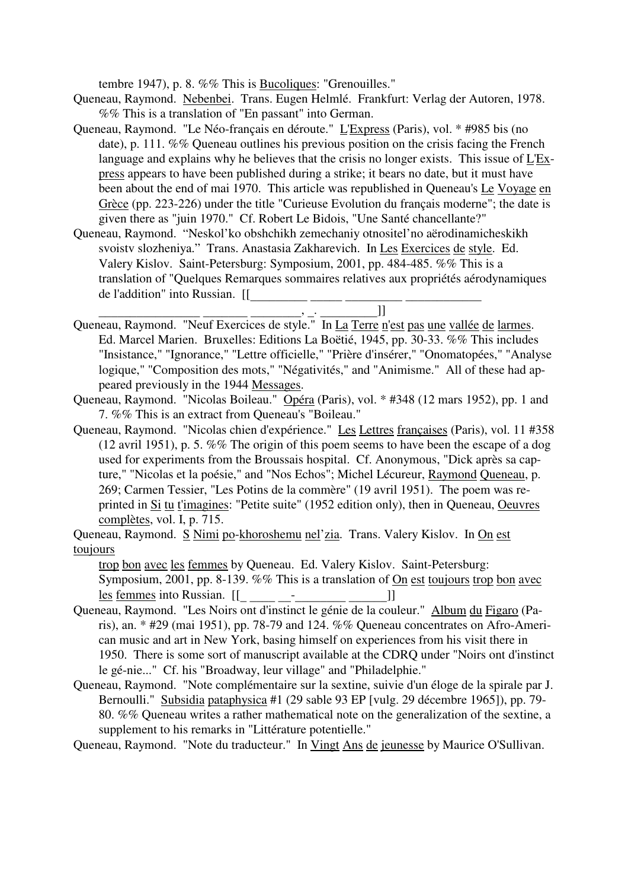tembre 1947), p. 8. %% This is Bucoliques: "Grenouilles."

Queneau, Raymond. Nebenbei. Trans. Eugen Helmlé. Frankfurt: Verlag der Autoren, 1978. %% This is a translation of "En passant" into German.

Queneau, Raymond. "Le Néo-français en déroute." L'Express (Paris), vol. * #985 bis (no date), p. 111. %% Queneau outlines his previous position on the crisis facing the French language and explains why he believes that the crisis no longer exists. This issue of L'Express appears to have been published during a strike; it bears no date, but it must have been about the end of mai 1970. This article was republished in Queneau's Le Voyage en Grèce (pp. 223-226) under the title "Curieuse Evolution du français moderne"; the date is given there as "juin 1970." Cf. Robert Le Bidois, "Une Santé chancellante?"

Queneau, Raymond. "Neskol'ko obshchikh zemechaniy otnositel'no aërodinamicheskikh svoistv slozheniya." Trans. Anastasia Zakharevich. In Les Exercices de style. Ed. Valery Kislov. Saint-Petersburg: Symposium, 2001, pp. 484-485. %% This is a translation of "Quelques Remarques sommaires relatives aux propriétés aérodynamiques de l'addition" into Russian. [[_________ _____ _________ ____________ ________________ _______ ________, _. _________]]

Queneau, Raymond. "Neuf Exercices de style." In La Terre n'est pas une vallée de larmes. Ed. Marcel Marien. Bruxelles: Editions La Boëtié, 1945, pp. 30-33. %% This includes "Insistance," "Ignorance," "Lettre officielle," "Prière d'insérer," "Onomatopées," "Analyse logique," "Composition des mots," "Négativités," and "Animisme." All of these had appeared previously in the 1944 Messages.

Queneau, Raymond. "Nicolas Boileau." Opéra (Paris), vol. * #348 (12 mars 1952), pp. 1 and 7. %% This is an extract from Queneau's "Boileau."

Queneau, Raymond. "Nicolas chien d'expérience." Les Lettres françaises (Paris), vol. 11 #358 (12 avril 1951), p. 5. %% The origin of this poem seems to have been the escape of a dog used for experiments from the Broussais hospital. Cf. Anonymous, "Dick après sa capture," "Nicolas et la poésie," and "Nos Echos"; Michel Lécureur, Raymond Queneau, p. 269; Carmen Tessier, "Les Potins de la commère" (19 avril 1951). The poem was reprinted in Si tu t'imagines: "Petite suite" (1952 edition only), then in Queneau, Oeuvres complètes, vol. I, p. 715.

Queneau, Raymond. S Nimi po-khoroshemu nel'zia. Trans. Valery Kislov. In On est toujours trop bon avec les femmes by Queneau. Ed. Valery Kislov. Saint-Petersburg: Symposium, 2001, pp. 8-139. %% This is a translation of On est toujours trop bon avec les femmes into Russian. [[_ _____ __-________ ______]]

Queneau, Raymond. "Les Noirs ont d'instinct le génie de la couleur." Album du Figaro (Paris), an. * #29 (mai 1951), pp. 78-79 and 124. %% Queneau concentrates on Afro-American music and art in New York, basing himself on experiences from his visit there in 1950. There is some sort of manuscript available at the CDRQ under "Noirs ont d'instinct le gé-nie..." Cf. his "Broadway, leur village" and "Philadelphie."

Queneau, Raymond. "Note complémentaire sur la sextine, suivie d'un éloge de la spirale par J. Bernoulli." Subsidia pataphysica #1 (29 sable 93 EP [vulg. 29 décembre 1965]), pp. 79-80. %% Queneau writes a rather mathematical note on the generalization of the sextine, a supplement to his remarks in "Littérature potentielle."

Queneau, Raymond. "Note du traducteur." In Vingt Ans de jeunesse by Maurice O'Sullivan.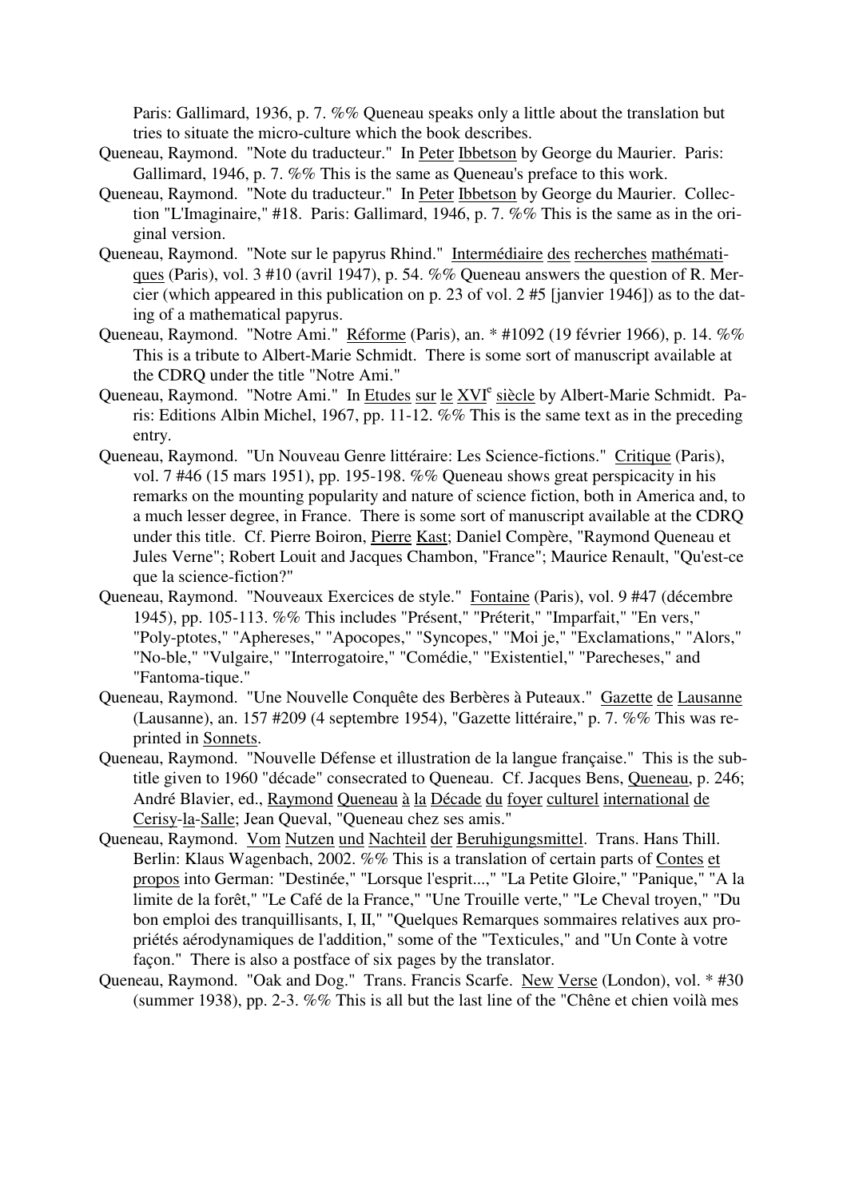Paris: Gallimard, 1936, p. 7. %% Queneau speaks only a little about the translation but tries to situate the micro-culture which the book describes.

Queneau, Raymond. "Note du traducteur." In Peter Ibbetson by George du Maurier. Paris: Gallimard, 1946, p. 7. %% This is the same as Queneau's preface to this work.

Queneau, Raymond. "Note du traducteur." In Peter Ibbetson by George du Maurier. Collection "L'Imaginaire," #18. Paris: Gallimard, 1946, p. 7. %% This is the same as in the original version.

Queneau, Raymond. "Note sur le papyrus Rhind." Intermédiaire des recherches mathématiques (Paris), vol. 3 #10 (avril 1947), p. 54. %% Queneau answers the question of R. Mercier (which appeared in this publication on p. 23 of vol. 2 #5 [janvier 1946]) as to the dating of a mathematical papyrus.

Queneau, Raymond. "Notre Ami." Réforme (Paris), an. * #1092 (19 février 1966), p. 14. %% This is a tribute to Albert-Marie Schmidt. There is some sort of manuscript available at the CDRQ under the title "Notre Ami."

Queneau, Raymond. "Notre Ami." In Etudes sur le XVI[e] siècle by Albert-Marie Schmidt. Paris: Editions Albin Michel, 1967, pp. 11-12. %% This is the same text as in the preceding entry.

Queneau, Raymond. "Un Nouveau Genre littéraire: Les Science-fictions." Critique (Paris), vol. 7 #46 (15 mars 1951), pp. 195-198. %% Queneau shows great perspicacity in his remarks on the mounting popularity and nature of science fiction, both in America and, to a much lesser degree, in France. There is some sort of manuscript available at the CDRQ under this title. Cf. Pierre Boiron, Pierre Kast; Daniel Compère, "Raymond Queneau et Jules Verne"; Robert Louit and Jacques Chambon, "France"; Maurice Renault, "Qu'est-ce que la science-fiction?"

Queneau, Raymond. "Nouveaux Exercices de style." Fontaine (Paris), vol. 9 #47 (décembre 1945), pp. 105-113. %% This includes "Présent," "Préterit," "Imparfait," "En vers," "Poly-ptotes," "Aphereses," "Apocopes," "Syncopes," "Moi je," "Exclamations," "Alors," "No-ble," "Vulgaire," "Interrogatoire," "Comédie," "Existentiel," "Parecheses," and "Fantoma-tique."

Queneau, Raymond. "Une Nouvelle Conquête des Berbères à Puteaux." Gazette de Lausanne (Lausanne), an. 157 #209 (4 septembre 1954), "Gazette littéraire," p. 7. %% This was reprinted in Sonnets.

Queneau, Raymond. "Nouvelle Défense et illustration de la langue française." This is the subtitle given to 1960 "décade" consecrated to Queneau. Cf. Jacques Bens, Queneau, p. 246; André Blavier, ed., Raymond Queneau à la Décade du foyer culturel international de Cerisy-la-Salle; Jean Queval, "Queneau chez ses amis."

Queneau, Raymond. Vom Nutzen und Nachteil der Beruhigungsmittel. Trans. Hans Thill. Berlin: Klaus Wagenbach, 2002. %% This is a translation of certain parts of Contes et propos into German: "Destinée," "Lorsque l'esprit...," "La Petite Gloire," "Panique," "A la limite de la forêt," "Le Café de la France," "Une Trouille verte," "Le Cheval troyen," "Du bon emploi des tranquillisants, I, II," "Quelques Remarques sommaires relatives aux propriétés aérodynamiques de l'addition," some of the "Texticules," and "Un Conte à votre façon." There is also a postface of six pages by the translator.

Queneau, Raymond. "Oak and Dog." Trans. Francis Scarfe. New Verse (London), vol. * #30 (summer 1938), pp. 2-3. %% This is all but the last line of the "Chêne et chien voilà mes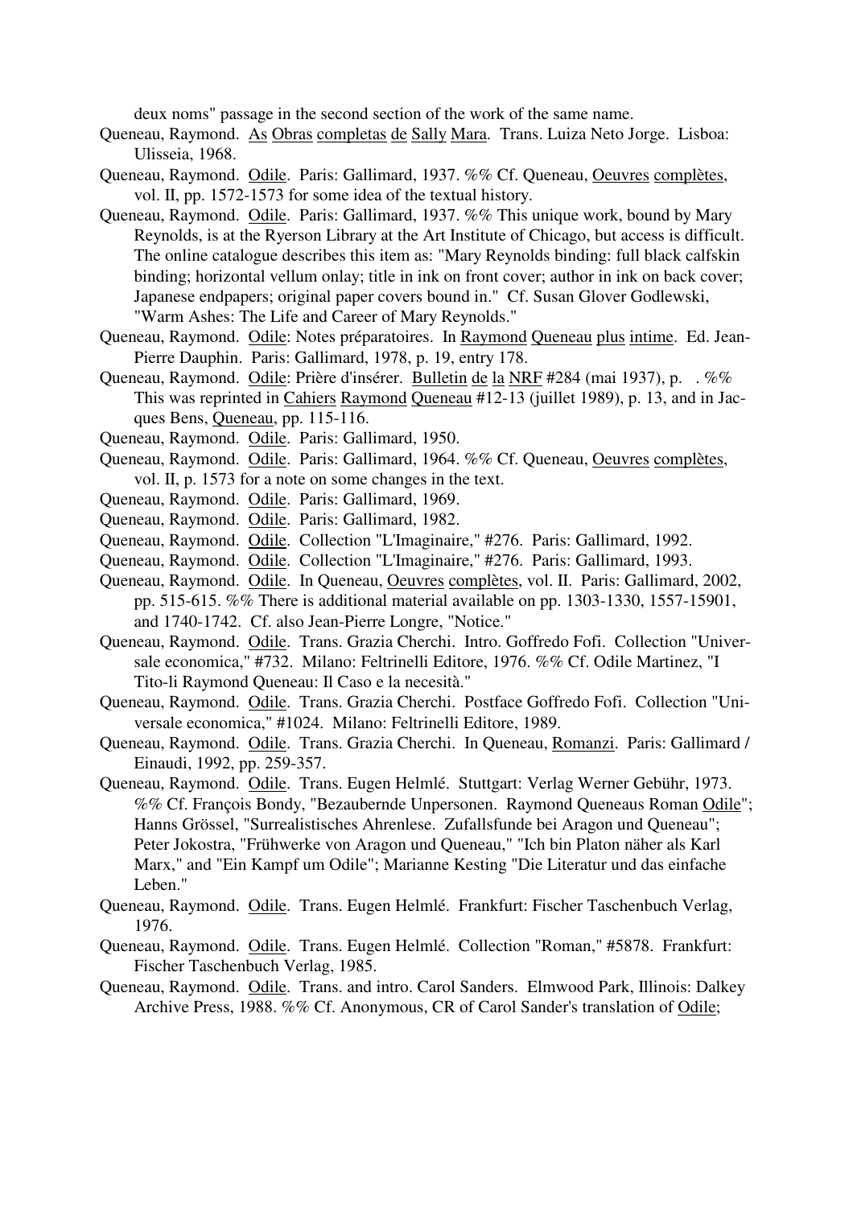deux noms" passage in the second section of the work of the same name.

Queneau, Raymond. <u>As Obras completas de Sally Mara</u>. Trans. Luiza Neto Jorge. Lisboa: Ulisseia, 1968.

Queneau, Raymond. <u>Odile</u>. Paris: Gallimard, 1937. %% Cf. Queneau, <u>Oeuvres complètes</u>, vol. II, pp. 1572-1573 for some idea of the textual history.

Queneau, Raymond. <u>Odile</u>. Paris: Gallimard, 1937. %% This unique work, bound by Mary Reynolds, is at the Ryerson Library at the Art Institute of Chicago, but access is difficult. The online catalogue describes this item as: "Mary Reynolds binding: full black calfskin binding; horizontal vellum onlay; title in ink on front cover; author in ink on back cover; Japanese endpapers; original paper covers bound in." Cf. Susan Glover Godlewski, "Warm Ashes: The Life and Career of Mary Reynolds."

Queneau, Raymond. <u>Odile</u>: Notes préparatoires. In <u>Raymond Queneau plus intime</u>. Ed. Jean-Pierre Dauphin. Paris: Gallimard, 1978, p. 19, entry 178.

Queneau, Raymond. <u>Odile</u>: Prière d'insérer. <u>Bulletin de la NRF</u> #284 (mai 1937), p. . %% This was reprinted in <u>Cahiers Raymond Queneau</u> #12-13 (juillet 1989), p. 13, and in Jacques Bens, <u>Queneau</u>, pp. 115-116.

Queneau, Raymond. <u>Odile</u>. Paris: Gallimard, 1950.

Queneau, Raymond. <u>Odile</u>. Paris: Gallimard, 1964. %% Cf. Queneau, <u>Oeuvres complètes</u>, vol. II, p. 1573 for a note on some changes in the text.

Queneau, Raymond. <u>Odile</u>. Paris: Gallimard, 1969.

Queneau, Raymond. <u>Odile</u>. Paris: Gallimard, 1982.

Queneau, Raymond. <u>Odile</u>. Collection "L'Imaginaire," #276. Paris: Gallimard, 1992.

Queneau, Raymond. <u>Odile</u>. Collection "L'Imaginaire," #276. Paris: Gallimard, 1993.

Queneau, Raymond. <u>Odile</u>. In Queneau, <u>Oeuvres complètes</u>, vol. II. Paris: Gallimard, 2002, pp. 515-615. %% There is additional material available on pp. 1303-1330, 1557-15901, and 1740-1742. Cf. also Jean-Pierre Longre, "Notice."

Queneau, Raymond. <u>Odile</u>. Trans. Grazia Cherchi. Intro. Goffredo Fofi. Collection "Universale economica," #732. Milano: Feltrinelli Editore, 1976. %% Cf. Odile Martinez, "I Tito-li Raymond Queneau: Il Caso e la necesità."

Queneau, Raymond. <u>Odile</u>. Trans. Grazia Cherchi. Postface Goffredo Fofi. Collection "Universale economica," #1024. Milano: Feltrinelli Editore, 1989.

Queneau, Raymond. <u>Odile</u>. Trans. Grazia Cherchi. In Queneau, <u>Romanzi</u>. Paris: Gallimard / Einaudi, 1992, pp. 259-357.

Queneau, Raymond. <u>Odile</u>. Trans. Eugen Helmlé. Stuttgart: Verlag Werner Gebühr, 1973. %% Cf. François Bondy, "Bezaubernde Unpersonen. Raymond Queneaus Roman <u>Odile</u>"; Hanns Grössel, "Surrealistisches Ahrenlese. Zufallsfunde bei Aragon und Queneau"; Peter Jokostra, "Frühwerke von Aragon und Queneau," "Ich bin Platon näher als Karl Marx," and "Ein Kampf um Odile"; Marianne Kesting "Die Literatur und das einfache Leben."

Queneau, Raymond. <u>Odile</u>. Trans. Eugen Helmlé. Frankfurt: Fischer Taschenbuch Verlag, 1976.

Queneau, Raymond. <u>Odile</u>. Trans. Eugen Helmlé. Collection "Roman," #5878. Frankfurt: Fischer Taschenbuch Verlag, 1985.

Queneau, Raymond. <u>Odile</u>. Trans. and intro. Carol Sanders. Elmwood Park, Illinois: Dalkey Archive Press, 1988. %% Cf. Anonymous, CR of Carol Sander's translation of <u>Odile</u>;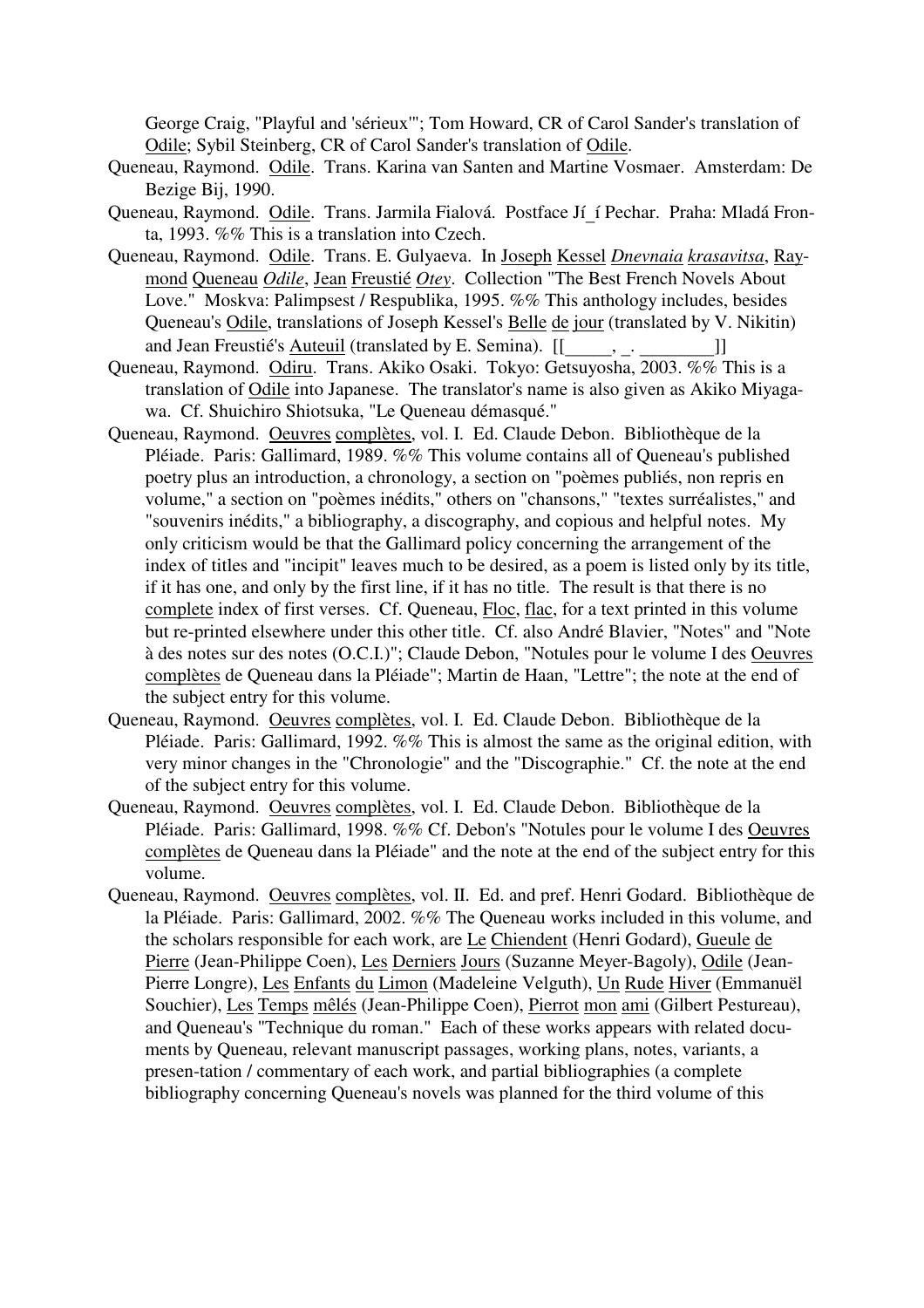George Craig, "Playful and 'sérieux'"; Tom Howard, CR of Carol Sander's translation of Odile; Sybil Steinberg, CR of Carol Sander's translation of Odile.

Queneau, Raymond. Odile. Trans. Karina van Santen and Martine Vosmaer. Amsterdam: De Bezige Bij, 1990.

Queneau, Raymond. Odile. Trans. Jarmila Fialová. Postface Jí_í Pechar. Praha: Mladá Fronta, 1993. %% This is a translation into Czech.

Queneau, Raymond. Odile. Trans. E. Gulyaeva. In Joseph Kessel *Dnevnaia krasavitsa*, Raymond Queneau *Odile*, Jean Freustié *Otey*. Collection "The Best French Novels About Love." Moskva: Palimpsest / Respublika, 1995. %% This anthology includes, besides Queneau's Odile, translations of Joseph Kessel's Belle de jour (translated by V. Nikitin) and Jean Freustié's Auteuil (translated by E. Semina). [[_____, _. ________]]

Queneau, Raymond. Odiru. Trans. Akiko Osaki. Tokyo: Getsuyosha, 2003. %% This is a translation of Odile into Japanese. The translator's name is also given as Akiko Miyagawa. Cf. Shuichiro Shiotsuka, "Le Queneau démasqué."

Queneau, Raymond. Oeuvres complètes, vol. I. Ed. Claude Debon. Bibliothèque de la Pléiade. Paris: Gallimard, 1989. %% This volume contains all of Queneau's published poetry plus an introduction, a chronology, a section on "poèmes publiés, non repris en volume," a section on "poèmes inédits," others on "chansons," "textes surréalistes," and "souvenirs inédits," a bibliography, a discography, and copious and helpful notes. My only criticism would be that the Gallimard policy concerning the arrangement of the index of titles and "incipit" leaves much to be desired, as a poem is listed only by its title, if it has one, and only by the first line, if it has no title. The result is that there is no complete index of first verses. Cf. Queneau, Floc, flac, for a text printed in this volume but re-printed elsewhere under this other title. Cf. also André Blavier, "Notes" and "Note à des notes sur des notes (O.C.I.)"; Claude Debon, "Notules pour le volume I des Oeuvres complètes de Queneau dans la Pléiade"; Martin de Haan, "Lettre"; the note at the end of the subject entry for this volume.

Queneau, Raymond. Oeuvres complètes, vol. I. Ed. Claude Debon. Bibliothèque de la Pléiade. Paris: Gallimard, 1992. %% This is almost the same as the original edition, with very minor changes in the "Chronologie" and the "Discographie." Cf. the note at the end of the subject entry for this volume.

Queneau, Raymond. Oeuvres complètes, vol. I. Ed. Claude Debon. Bibliothèque de la Pléiade. Paris: Gallimard, 1998. %% Cf. Debon's "Notules pour le volume I des Oeuvres complètes de Queneau dans la Pléiade" and the note at the end of the subject entry for this volume.

Queneau, Raymond. Oeuvres complètes, vol. II. Ed. and pref. Henri Godard. Bibliothèque de la Pléiade. Paris: Gallimard, 2002. %% The Queneau works included in this volume, and the scholars responsible for each work, are Le Chiendent (Henri Godard), Gueule de Pierre (Jean-Philippe Coen), Les Derniers Jours (Suzanne Meyer-Bagoly), Odile (Jean-Pierre Longre), Les Enfants du Limon (Madeleine Velguth), Un Rude Hiver (Emmanuël Souchier), Les Temps mêlés (Jean-Philippe Coen), Pierrot mon ami (Gilbert Pestureau), and Queneau's "Technique du roman." Each of these works appears with related documents by Queneau, relevant manuscript passages, working plans, notes, variants, a presen-tation / commentary of each work, and partial bibliographies (a complete bibliography concerning Queneau's novels was planned for the third volume of this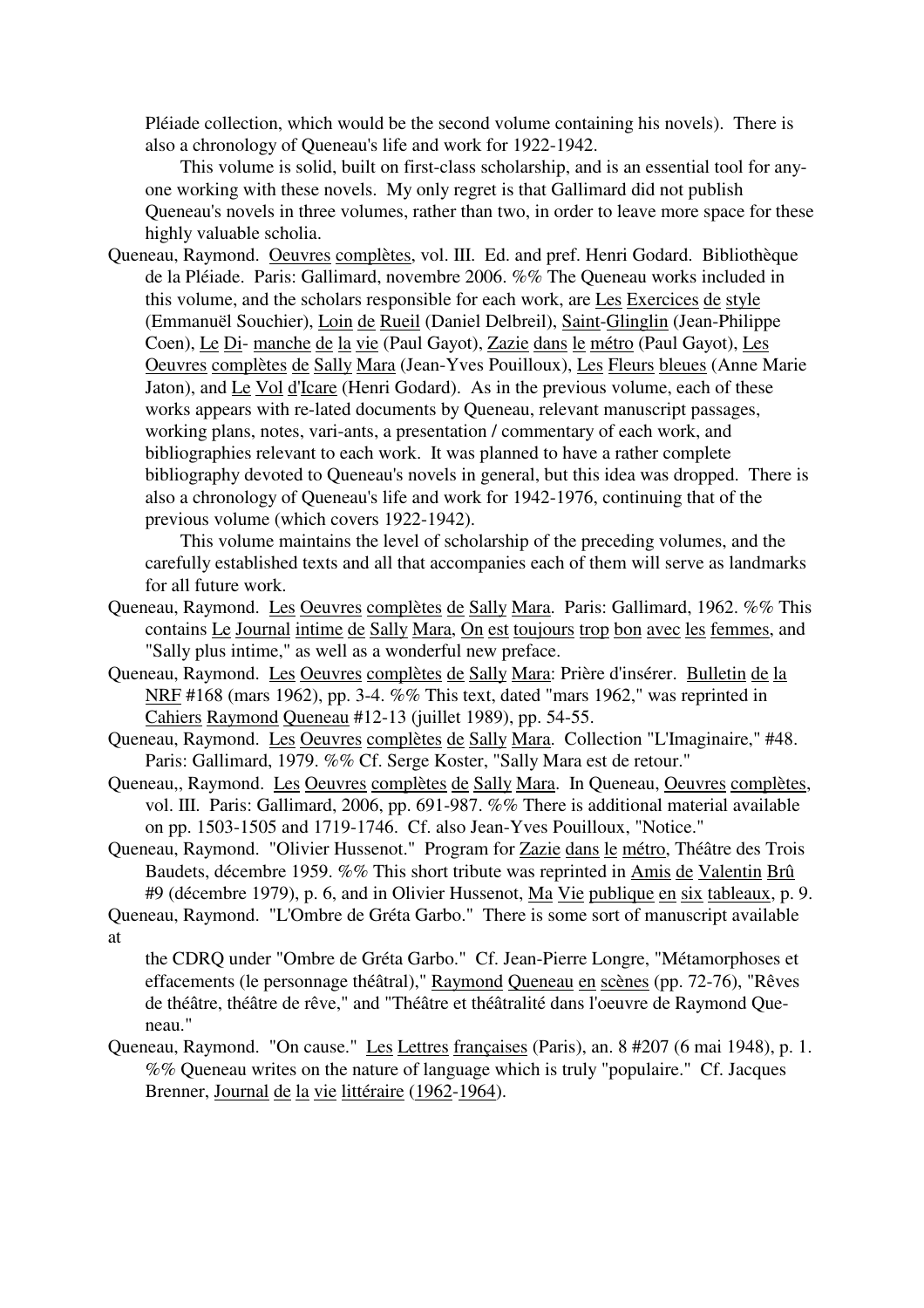Pléiade collection, which would be the second volume containing his novels). There is also a chronology of Queneau's life and work for 1922-1942.

This volume is solid, built on first-class scholarship, and is an essential tool for anyone working with these novels. My only regret is that Gallimard did not publish Queneau's novels in three volumes, rather than two, in order to leave more space for these highly valuable scholia.

Queneau, Raymond. Oeuvres complètes, vol. III. Ed. and pref. Henri Godard. Bibliothèque de la Pléiade. Paris: Gallimard, novembre 2006. %% The Queneau works included in this volume, and the scholars responsible for each work, are Les Exercices de style (Emmanuël Souchier), Loin de Rueil (Daniel Delbreil), Saint-Glinglin (Jean-Philippe Coen), Le Di- manche de la vie (Paul Gayot), Zazie dans le métro (Paul Gayot), Les Oeuvres complètes de Sally Mara (Jean-Yves Pouilloux), Les Fleurs bleues (Anne Marie Jaton), and Le Vol d'Icare (Henri Godard). As in the previous volume, each of these works appears with re-lated documents by Queneau, relevant manuscript passages, working plans, notes, vari-ants, a presentation / commentary of each work, and bibliographies relevant to each work. It was planned to have a rather complete bibliography devoted to Queneau's novels in general, but this idea was dropped. There is also a chronology of Queneau's life and work for 1942-1976, continuing that of the previous volume (which covers 1922-1942).

This volume maintains the level of scholarship of the preceding volumes, and the carefully established texts and all that accompanies each of them will serve as landmarks for all future work.

Queneau, Raymond. Les Oeuvres complètes de Sally Mara. Paris: Gallimard, 1962. %% This contains Le Journal intime de Sally Mara, On est toujours trop bon avec les femmes, and "Sally plus intime," as well as a wonderful new preface.

Queneau, Raymond. Les Oeuvres complètes de Sally Mara: Prière d'insérer. Bulletin de la NRF #168 (mars 1962), pp. 3-4. %% This text, dated "mars 1962," was reprinted in Cahiers Raymond Queneau #12-13 (juillet 1989), pp. 54-55.

Queneau, Raymond. Les Oeuvres complètes de Sally Mara. Collection "L'Imaginaire," #48. Paris: Gallimard, 1979. %% Cf. Serge Koster, "Sally Mara est de retour."

Queneau,, Raymond. Les Oeuvres complètes de Sally Mara. In Queneau, Oeuvres complètes, vol. III. Paris: Gallimard, 2006, pp. 691-987. %% There is additional material available on pp. 1503-1505 and 1719-1746. Cf. also Jean-Yves Pouilloux, "Notice."

Queneau, Raymond. "Olivier Hussenot." Program for Zazie dans le métro, Théâtre des Trois Baudets, décembre 1959. %% This short tribute was reprinted in Amis de Valentin Brû #9 (décembre 1979), p. 6, and in Olivier Hussenot, Ma Vie publique en six tableaux, p. 9.

Queneau, Raymond. "L'Ombre de Gréta Garbo." There is some sort of manuscript available at the CDRQ under "Ombre de Gréta Garbo." Cf. Jean-Pierre Longre, "Métamorphoses et effacements (le personnage théâtral)," Raymond Queneau en scènes (pp. 72-76), "Rêves de théâtre, théâtre de rêve," and "Théâtre et théâtralité dans l'oeuvre de Raymond Queneau."

Queneau, Raymond. "On cause." Les Lettres françaises (Paris), an. 8 #207 (6 mai 1948), p. 1. %% Queneau writes on the nature of language which is truly "populaire." Cf. Jacques Brenner, Journal de la vie littéraire (1962-1964).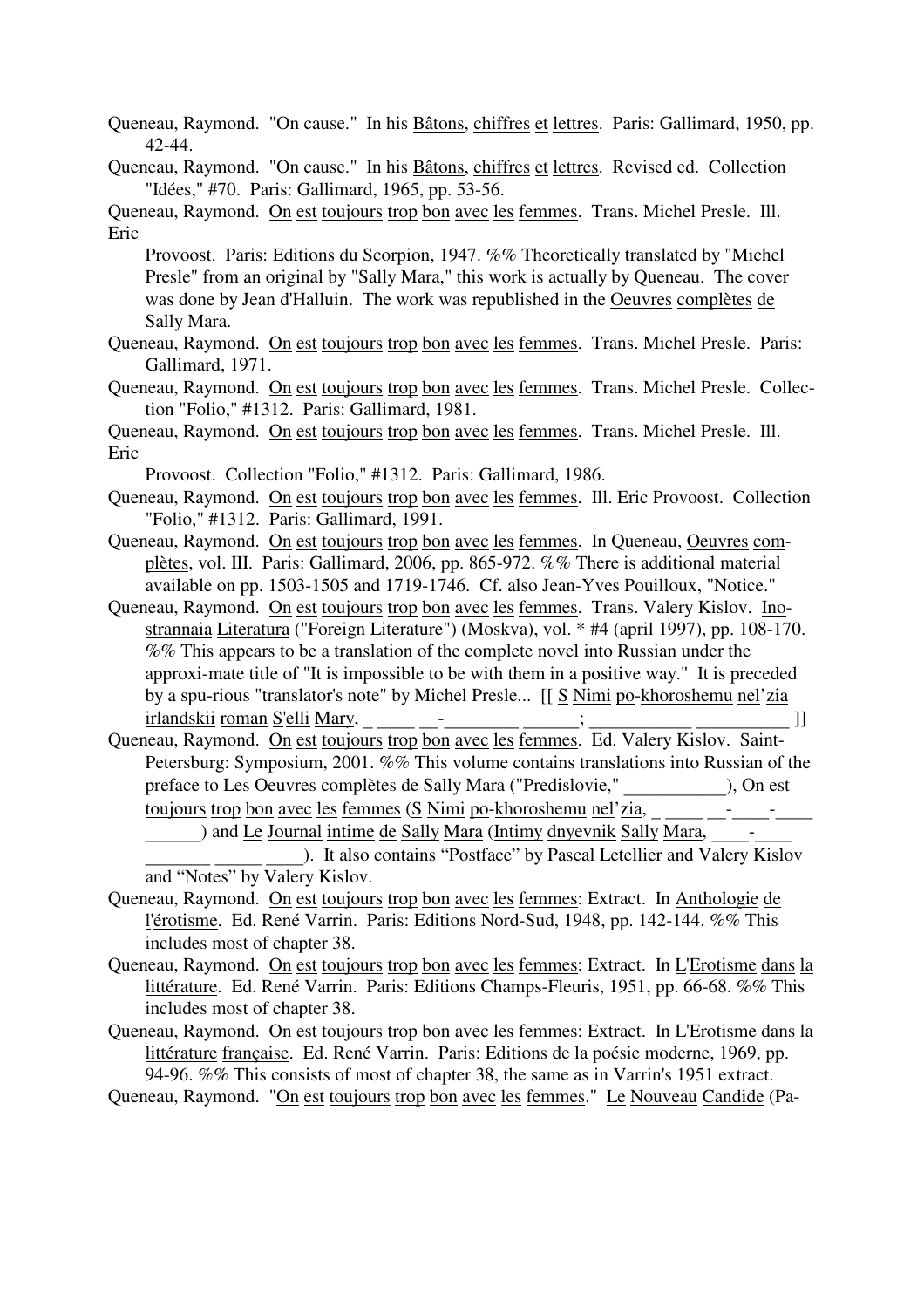Queneau, Raymond. "On cause." In his Bâtons, chiffres et lettres. Paris: Gallimard, 1950, pp. 42-44.

Queneau, Raymond. "On cause." In his Bâtons, chiffres et lettres. Revised ed. Collection "Idées," #70. Paris: Gallimard, 1965, pp. 53-56.

Queneau, Raymond. On est toujours trop bon avec les femmes. Trans. Michel Presle. Ill. Eric Provoost. Paris: Editions du Scorpion, 1947. %% Theoretically translated by "Michel Presle" from an original by "Sally Mara," this work is actually by Queneau. The cover was done by Jean d'Halluin. The work was republished in the Oeuvres complètes de Sally Mara.

Queneau, Raymond. On est toujours trop bon avec les femmes. Trans. Michel Presle. Paris: Gallimard, 1971.

Queneau, Raymond. On est toujours trop bon avec les femmes. Trans. Michel Presle. Collection "Folio," #1312. Paris: Gallimard, 1981.

Queneau, Raymond. On est toujours trop bon avec les femmes. Trans. Michel Presle. Ill. Eric Provoost. Collection "Folio," #1312. Paris: Gallimard, 1986.

Queneau, Raymond. On est toujours trop bon avec les femmes. Ill. Eric Provoost. Collection "Folio," #1312. Paris: Gallimard, 1991.

Queneau, Raymond. On est toujours trop bon avec les femmes. In Queneau, Oeuvres complètes, vol. III. Paris: Gallimard, 2006, pp. 865-972. %% There is additional material available on pp. 1503-1505 and 1719-1746. Cf. also Jean-Yves Pouilloux, "Notice."

Queneau, Raymond. On est toujours trop bon avec les femmes. Trans. Valery Kislov. Inostrannaia Literatura ("Foreign Literature") (Moskva), vol. * #4 (april 1997), pp. 108-170. %% This appears to be a translation of the complete novel into Russian under the approxi-mate title of "It is impossible to be with them in a positive way." It is preceded by a spu-rious "translator's note" by Michel Presle... [[ S Nimi po-khoroshemu nel'zia irlandskii roman S'elli Mary, _ ____ __-________ ______; ___________ __________ ]]

Queneau, Raymond. On est toujours trop bon avec les femmes. Ed. Valery Kislov. Saint-Petersburg: Symposium, 2001. %% This volume contains translations into Russian of the preface to Les Oeuvres complètes de Sally Mara ("Predislovie," ___________), On est toujours trop bon avec les femmes (S Nimi po-khoroshemu nel'zia, _ ____ __-____-____ ______) and Le Journal intime de Sally Mara (Intimy dnyevnik Sally Mara, ____-____ _______ _____ ____). It also contains "Postface" by Pascal Letellier and Valery Kislov and "Notes" by Valery Kislov.

Queneau, Raymond. On est toujours trop bon avec les femmes: Extract. In Anthologie de l'érotisme. Ed. René Varrin. Paris: Editions Nord-Sud, 1948, pp. 142-144. %% This includes most of chapter 38.

Queneau, Raymond. On est toujours trop bon avec les femmes: Extract. In L'Erotisme dans la littérature. Ed. René Varrin. Paris: Editions Champs-Fleuris, 1951, pp. 66-68. %% This includes most of chapter 38.

Queneau, Raymond. On est toujours trop bon avec les femmes: Extract. In L'Erotisme dans la littérature française. Ed. René Varrin. Paris: Editions de la poésie moderne, 1969, pp. 94-96. %% This consists of most of chapter 38, the same as in Varrin's 1951 extract.

Queneau, Raymond. "On est toujours trop bon avec les femmes." Le Nouveau Candide (Pa-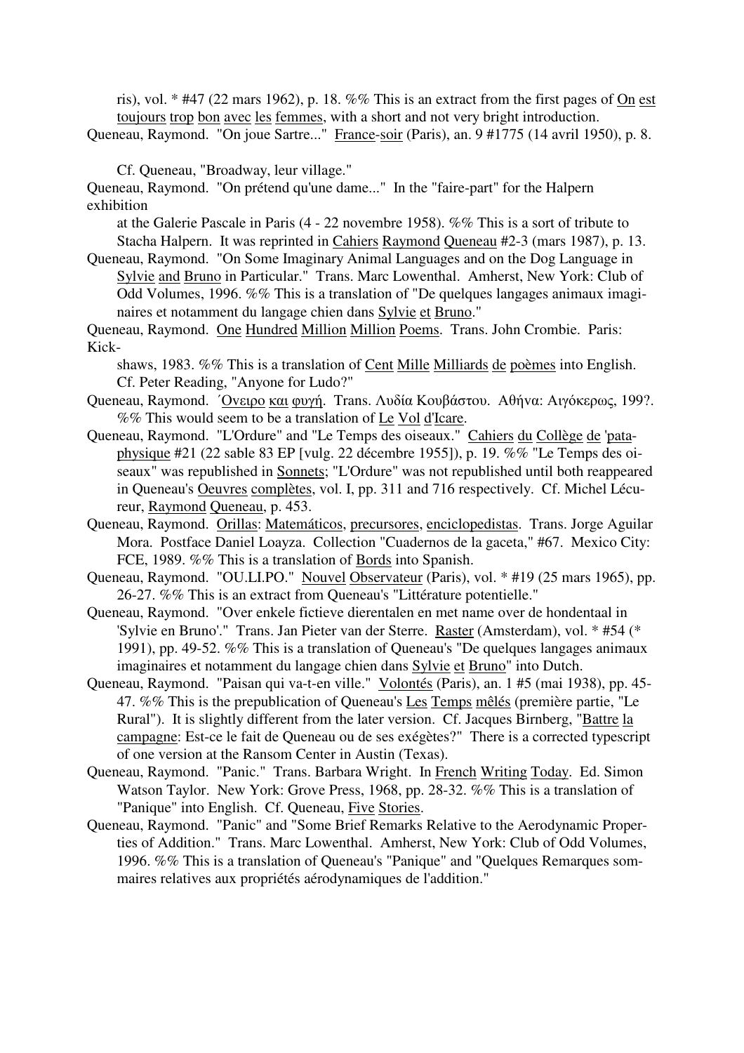ris), vol. * #47 (22 mars 1962), p. 18. %% This is an extract from the first pages of On est toujours trop bon avec les femmes, with a short and not very bright introduction.

Queneau, Raymond. "On joue Sartre..." France-soir (Paris), an. 9 #1775 (14 avril 1950), p. 8.

Cf. Queneau, "Broadway, leur village."

Queneau, Raymond. "On prétend qu'une dame..." In the "faire-part" for the Halpern exhibition at the Galerie Pascale in Paris (4 - 22 novembre 1958). %% This is a sort of tribute to Stacha Halpern. It was reprinted in Cahiers Raymond Queneau #2-3 (mars 1987), p. 13.

Queneau, Raymond. "On Some Imaginary Animal Languages and on the Dog Language in Sylvie and Bruno in Particular." Trans. Marc Lowenthal. Amherst, New York: Club of Odd Volumes, 1996. %% This is a translation of "De quelques langages animaux imaginaires et notamment du langage chien dans Sylvie et Bruno."

Queneau, Raymond. One Hundred Million Million Poems. Trans. John Crombie. Paris: Kickshaws, 1983. %% This is a translation of Cent Mille Milliards de poèmes into English. Cf. Peter Reading, "Anyone for Ludo?"

Queneau, Raymond. ´Ονειρο και φυγή. Trans. Λυδία Κουβάστου. Αθήνα: Αιγόκερως, 199?. %% This would seem to be a translation of Le Vol d'Icare.

Queneau, Raymond. "L'Ordure" and "Le Temps des oiseaux." Cahiers du Collège de 'pataphysique #21 (22 sable 83 EP [vulg. 22 décembre 1955]), p. 19. %% "Le Temps des oiseaux" was republished in Sonnets; "L'Ordure" was not republished until both reappeared in Queneau's Oeuvres complètes, vol. I, pp. 311 and 716 respectively. Cf. Michel Lécureur, Raymond Queneau, p. 453.

Queneau, Raymond. Orillas: Matemáticos, precursores, enciclopedistas. Trans. Jorge Aguilar Mora. Postface Daniel Loayza. Collection "Cuadernos de la gaceta," #67. Mexico City: FCE, 1989. %% This is a translation of Bords into Spanish.

Queneau, Raymond. "OU.LI.PO." Nouvel Observateur (Paris), vol. * #19 (25 mars 1965), pp. 26-27. %% This is an extract from Queneau's "Littérature potentielle."

Queneau, Raymond. "Over enkele fictieve dierentalen en met name over de hondentaal in 'Sylvie en Bruno'." Trans. Jan Pieter van der Sterre. Raster (Amsterdam), vol. * #54 (* 1991), pp. 49-52. %% This is a translation of Queneau's "De quelques langages animaux imaginaires et notamment du langage chien dans Sylvie et Bruno" into Dutch.

Queneau, Raymond. "Paisan qui va-t-en ville." Volontés (Paris), an. 1 #5 (mai 1938), pp. 45-47. %% This is the prepublication of Queneau's Les Temps mêlés (première partie, "Le Rural"). It is slightly different from the later version. Cf. Jacques Birnberg, "Battre la campagne: Est-ce le fait de Queneau ou de ses exégètes?" There is a corrected typescript of one version at the Ransom Center in Austin (Texas).

Queneau, Raymond. "Panic." Trans. Barbara Wright. In French Writing Today. Ed. Simon Watson Taylor. New York: Grove Press, 1968, pp. 28-32. %% This is a translation of "Panique" into English. Cf. Queneau, Five Stories.

Queneau, Raymond. "Panic" and "Some Brief Remarks Relative to the Aerodynamic Properties of Addition." Trans. Marc Lowenthal. Amherst, New York: Club of Odd Volumes, 1996. %% This is a translation of Queneau's "Panique" and "Quelques Remarques sommaires relatives aux propriétés aérodynamiques de l'addition."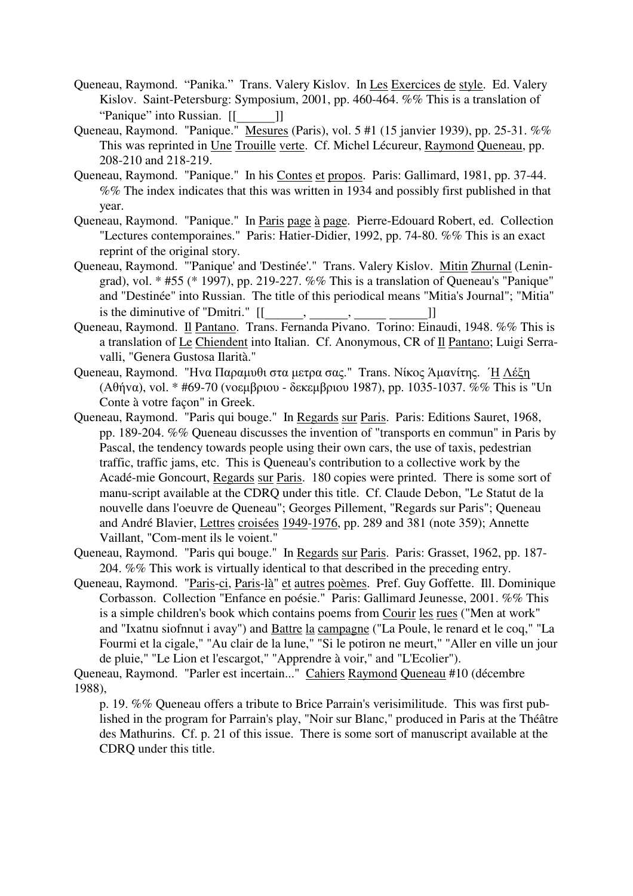Queneau, Raymond. "Panika." Trans. Valery Kislov. In Les Exercices de style. Ed. Valery Kislov. Saint-Petersburg: Symposium, 2001, pp. 460-464. %% This is a translation of "Panique" into Russian. [[______]]

Queneau, Raymond. "Panique." Mesures (Paris), vol. 5 #1 (15 janvier 1939), pp. 25-31. %% This was reprinted in Une Trouille verte. Cf. Michel Lécureur, Raymond Queneau, pp. 208-210 and 218-219.

Queneau, Raymond. "Panique." In his Contes et propos. Paris: Gallimard, 1981, pp. 37-44. %% The index indicates that this was written in 1934 and possibly first published in that year.

Queneau, Raymond. "Panique." In Paris page à page. Pierre-Edouard Robert, ed. Collection "Lectures contemporaines." Paris: Hatier-Didier, 1992, pp. 74-80. %% This is an exact reprint of the original story.

Queneau, Raymond. "'Panique' and 'Destinée'." Trans. Valery Kislov. Mitin Zhurnal (Leningrad), vol. * #55 (* 1997), pp. 219-227. %% This is a translation of Queneau's "Panique" and "Destinée" into Russian. The title of this periodical means "Mitia's Journal"; "Mitia" is the diminutive of "Dmitri." [[______, ______, _____ ______]]

Queneau, Raymond. Il Pantano. Trans. Fernanda Pivano. Torino: Einaudi, 1948. %% This is a translation of Le Chiendent into Italian. Cf. Anonymous, CR of Il Pantano; Luigi Serravalli, "Genera Gustosa Ilarità."

Queneau, Raymond. "Ηνα Παραμυθι στα μετρα σας." Trans. Νίκος Άμανίτης. Ή Λέξη (Αθήνα), vol. * #69-70 (νοεμβριου - δεκεμβριου 1987), pp. 1035-1037. %% This is "Un Conte à votre façon" in Greek.

Queneau, Raymond. "Paris qui bouge." In Regards sur Paris. Paris: Editions Sauret, 1968, pp. 189-204. %% Queneau discusses the invention of "transports en commun" in Paris by Pascal, the tendency towards people using their own cars, the use of taxis, pedestrian traffic, traffic jams, etc. This is Queneau's contribution to a collective work by the Acadé-mie Goncourt, Regards sur Paris. 180 copies were printed. There is some sort of manu-script available at the CDRQ under this title. Cf. Claude Debon, "Le Statut de la nouvelle dans l'oeuvre de Queneau"; Georges Pillement, "Regards sur Paris"; Queneau and André Blavier, Lettres croisées 1949-1976, pp. 289 and 381 (note 359); Annette Vaillant, "Com-ment ils le voient."

Queneau, Raymond. "Paris qui bouge." In Regards sur Paris. Paris: Grasset, 1962, pp. 187-204. %% This work is virtually identical to that described in the preceding entry.

Queneau, Raymond. "Paris-ci, Paris-là" et autres poèmes. Pref. Guy Goffette. Ill. Dominique Corbasson. Collection "Enfance en poésie." Paris: Gallimard Jeunesse, 2001. %% This is a simple children's book which contains poems from Courir les rues ("Men at work" and "Ixatnu siofnnut i avay") and Battre la campagne ("La Poule, le renard et le coq," "La Fourmi et la cigale," "Au clair de la lune," "Si le potiron ne meurt," "Aller en ville un jour de pluie," "Le Lion et l'escargot," "Apprendre à voir," and "L'Ecolier").

Queneau, Raymond. "Parler est incertain..." Cahiers Raymond Queneau #10 (décembre 1988),

p. 19. %% Queneau offers a tribute to Brice Parrain's verisimilitude. This was first published in the program for Parrain's play, "Noir sur Blanc," produced in Paris at the Théâtre des Mathurins. Cf. p. 21 of this issue. There is some sort of manuscript available at the CDRQ under this title.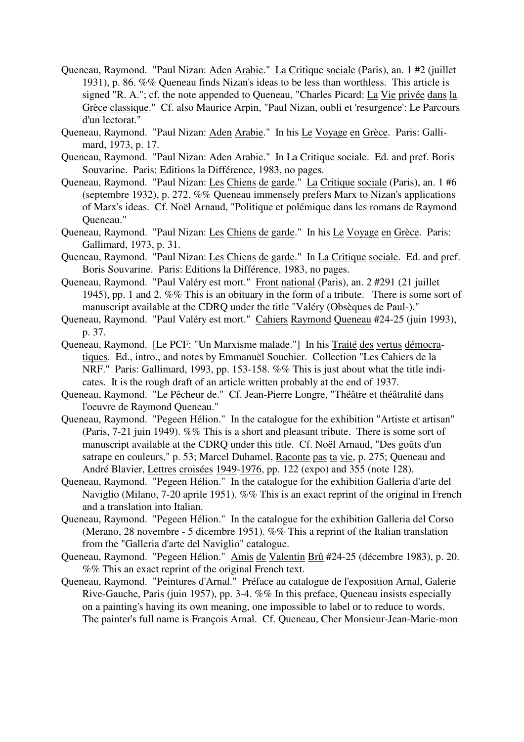Queneau, Raymond. "Paul Nizan: Aden Arabie." La Critique sociale (Paris), an. 1 #2 (juillet 1931), p. 86. %% Queneau finds Nizan's ideas to be less than worthless. This article is signed "R. A."; cf. the note appended to Queneau, "Charles Picard: La Vie privée dans la Grèce classique." Cf. also Maurice Arpin, "Paul Nizan, oubli et 'resurgence': Le Parcours d'un lectorat."

Queneau, Raymond. "Paul Nizan: Aden Arabie." In his Le Voyage en Grèce. Paris: Gallimard, 1973, p. 17.

Queneau, Raymond. "Paul Nizan: Aden Arabie." In La Critique sociale. Ed. and pref. Boris Souvarine. Paris: Editions la Différence, 1983, no pages.

Queneau, Raymond. "Paul Nizan: Les Chiens de garde." La Critique sociale (Paris), an. 1 #6 (septembre 1932), p. 272. %% Queneau immensely prefers Marx to Nizan's applications of Marx's ideas. Cf. Noël Arnaud, "Politique et polémique dans les romans de Raymond Queneau."

Queneau, Raymond. "Paul Nizan: Les Chiens de garde." In his Le Voyage en Grèce. Paris: Gallimard, 1973, p. 31.

Queneau, Raymond. "Paul Nizan: Les Chiens de garde." In La Critique sociale. Ed. and pref. Boris Souvarine. Paris: Editions la Différence, 1983, no pages.

Queneau, Raymond. "Paul Valéry est mort." Front national (Paris), an. 2 #291 (21 juillet 1945), pp. 1 and 2. %% This is an obituary in the form of a tribute. There is some sort of manuscript available at the CDRQ under the title "Valéry (Obsèques de Paul-)."

Queneau, Raymond. "Paul Valéry est mort." Cahiers Raymond Queneau #24-25 (juin 1993), p. 37.

Queneau, Raymond. [Le PCF: "Un Marxisme malade."] In his Traité des vertus démocratiques. Ed., intro., and notes by Emmanuël Souchier. Collection "Les Cahiers de la NRF." Paris: Gallimard, 1993, pp. 153-158. %% This is just about what the title indicates. It is the rough draft of an article written probably at the end of 1937.

Queneau, Raymond. "Le Pêcheur de." Cf. Jean-Pierre Longre, "Théâtre et théâtralité dans l'oeuvre de Raymond Queneau."

Queneau, Raymond. "Pegeen Hélion." In the catalogue for the exhibition "Artiste et artisan" (Paris, 7-21 juin 1949). %% This is a short and pleasant tribute. There is some sort of manuscript available at the CDRQ under this title. Cf. Noël Arnaud, "Des goûts d'un satrape en couleurs," p. 53; Marcel Duhamel, Raconte pas ta vie, p. 275; Queneau and André Blavier, Lettres croisées 1949-1976, pp. 122 (expo) and 355 (note 128).

Queneau, Raymond. "Pegeen Hélion." In the catalogue for the exhibition Galleria d'arte del Naviglio (Milano, 7-20 aprile 1951). %% This is an exact reprint of the original in French and a translation into Italian.

Queneau, Raymond. "Pegeen Hélion." In the catalogue for the exhibition Galleria del Corso (Merano, 28 novembre - 5 dicembre 1951). %% This a reprint of the Italian translation from the "Galleria d'arte del Naviglio" catalogue.

Queneau, Raymond. "Pegeen Hélion." Amis de Valentin Brû #24-25 (décembre 1983), p. 20. %% This an exact reprint of the original French text.

Queneau, Raymond. "Peintures d'Arnal." Préface au catalogue de l'exposition Arnal, Galerie Rive-Gauche, Paris (juin 1957), pp. 3-4. %% In this preface, Queneau insists especially on a painting's having its own meaning, one impossible to label or to reduce to words. The painter's full name is François Arnal. Cf. Queneau, Cher Monsieur-Jean-Marie-mon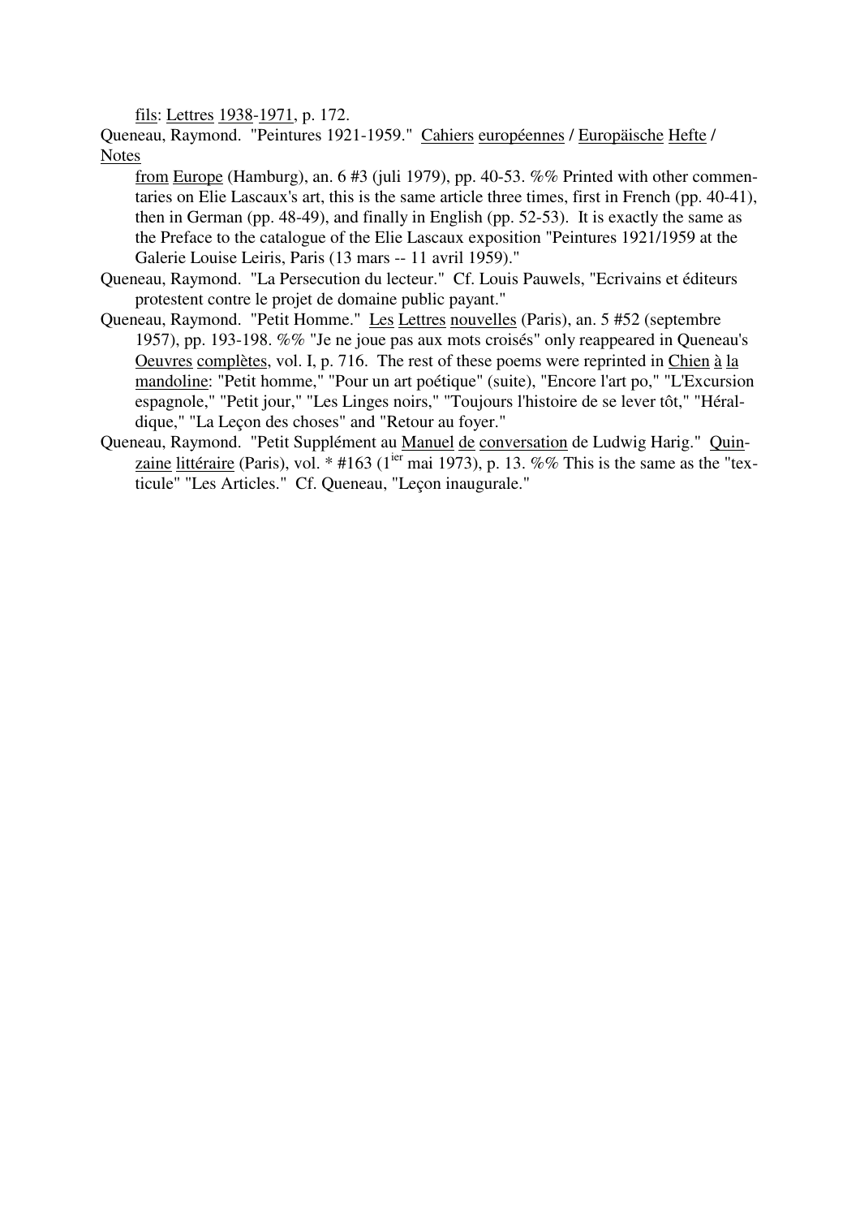fils: Lettres 1938-1971, p. 172.

Queneau, Raymond. "Peintures 1921-1959." Cahiers européennes / Europäische Hefte / Notes from Europe (Hamburg), an. 6 #3 (juli 1979), pp. 40-53. %% Printed with other commentaries on Elie Lascaux's art, this is the same article three times, first in French (pp. 40-41), then in German (pp. 48-49), and finally in English (pp. 52-53). It is exactly the same as the Preface to the catalogue of the Elie Lascaux exposition "Peintures 1921/1959 at the Galerie Louise Leiris, Paris (13 mars -- 11 avril 1959)."

Queneau, Raymond. "La Persecution du lecteur." Cf. Louis Pauwels, "Ecrivains et éditeurs protestent contre le projet de domaine public payant."

Queneau, Raymond. "Petit Homme." Les Lettres nouvelles (Paris), an. 5 #52 (septembre 1957), pp. 193-198. %% "Je ne joue pas aux mots croisés" only reappeared in Queneau's Oeuvres complètes, vol. I, p. 716. The rest of these poems were reprinted in Chien à la mandoline: "Petit homme," "Pour un art poétique" (suite), "Encore l'art po," "L'Excursion espagnole," "Petit jour," "Les Linges noirs," "Toujours l'histoire de se lever tôt," "Héraldique," "La Leçon des choses" and "Retour au foyer."

Queneau, Raymond. "Petit Supplément au Manuel de conversation de Ludwig Harig." Quinzaine littéraire (Paris), vol. * #163 (1ier mai 1973), p. 13. %% This is the same as the "texticule" "Les Articles." Cf. Queneau, "Leçon inaugurale."